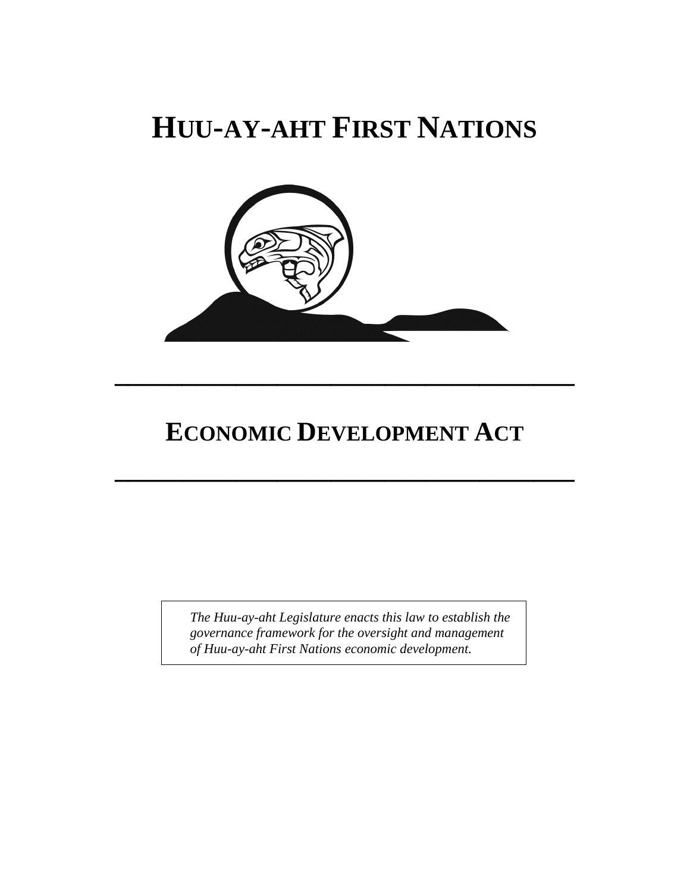# HUU-AY-AHT FIRST NATIONS

---

# ECONOMIC DEVELOPMENT ACT

---

*The Huu-ay-aht Legislature enacts this law to establish the governance framework for the oversight and management of Huu-ay-aht First Nations economic development.*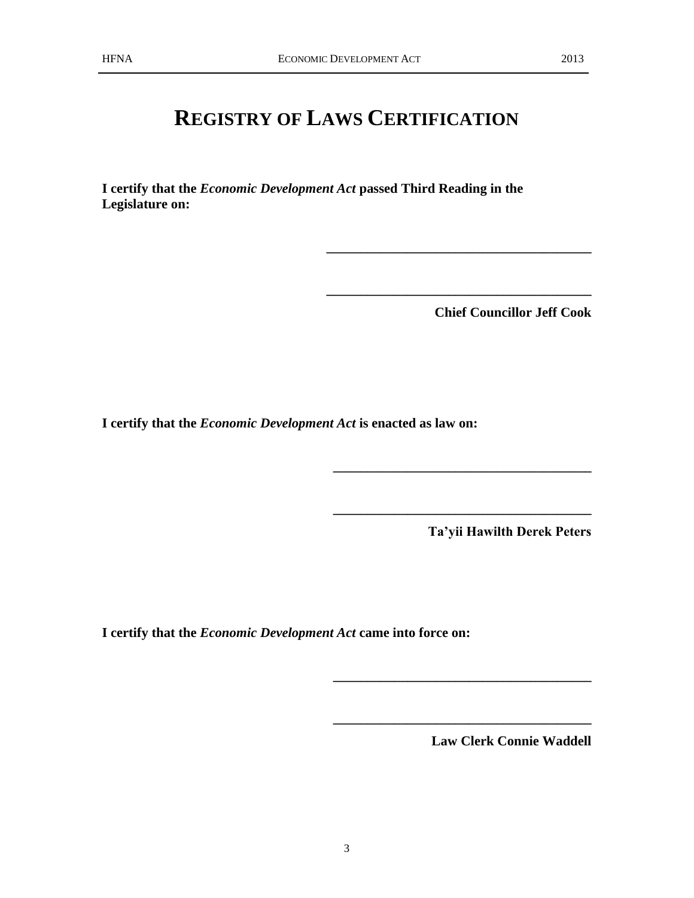# REGISTRY OF LAWS CERTIFICATION

**I certify that the *Economic Development Act* passed Third Reading in the Legislature on:**

\_\_\_\_\_\_\_\_\_\_\_\_\_\_\_\_\_\_\_\_\_\_\_\_\_\_\_\_\_\_\_\_\_\_\_\_\_\_

\_\_\_\_\_\_\_\_\_\_\_\_\_\_\_\_\_\_\_\_\_\_\_\_\_\_\_\_\_\_\_\_\_\_\_\_\_\_

**Chief Councillor Jeff Cook**

**I certify that the *Economic Development Act* is enacted as law on:**

\_\_\_\_\_\_\_\_\_\_\_\_\_\_\_\_\_\_\_\_\_\_\_\_\_\_\_\_\_\_\_\_\_\_\_\_\_\_

\_\_\_\_\_\_\_\_\_\_\_\_\_\_\_\_\_\_\_\_\_\_\_\_\_\_\_\_\_\_\_\_\_\_\_\_\_\_

**Ta'yii Hawilth Derek Peters**

**I certify that the *Economic Development Act* came into force on:**

\_\_\_\_\_\_\_\_\_\_\_\_\_\_\_\_\_\_\_\_\_\_\_\_\_\_\_\_\_\_\_\_\_\_\_\_\_\_

\_\_\_\_\_\_\_\_\_\_\_\_\_\_\_\_\_\_\_\_\_\_\_\_\_\_\_\_\_\_\_\_\_\_\_\_\_\_

**Law Clerk Connie Waddell**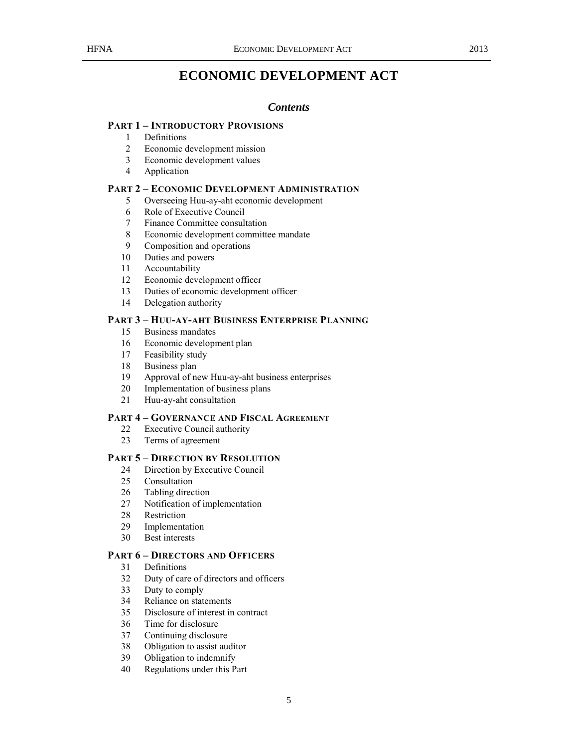# ECONOMIC DEVELOPMENT ACT

## *Contents*

### PART 1 – INTRODUCTORY PROVISIONS

1 Definitions
2 Economic development mission
3 Economic development values
4 Application

### PART 2 – ECONOMIC DEVELOPMENT ADMINISTRATION

5 Overseeing Huu-ay-aht economic development
6 Role of Executive Council
7 Finance Committee consultation
8 Economic development committee mandate
9 Composition and operations
10 Duties and powers
11 Accountability
12 Economic development officer
13 Duties of economic development officer
14 Delegation authority

### PART 3 – HUU-AY-AHT BUSINESS ENTERPRISE PLANNING

15 Business mandates
16 Economic development plan
17 Feasibility study
18 Business plan
19 Approval of new Huu-ay-aht business enterprises
20 Implementation of business plans
21 Huu-ay-aht consultation

### PART 4 – GOVERNANCE AND FISCAL AGREEMENT

22 Executive Council authority
23 Terms of agreement

### PART 5 – DIRECTION BY RESOLUTION

24 Direction by Executive Council
25 Consultation
26 Tabling direction
27 Notification of implementation
28 Restriction
29 Implementation
30 Best interests

### PART 6 – DIRECTORS AND OFFICERS

31 Definitions
32 Duty of care of directors and officers
33 Duty to comply
34 Reliance on statements
35 Disclosure of interest in contract
36 Time for disclosure
37 Continuing disclosure
38 Obligation to assist auditor
39 Obligation to indemnify
40 Regulations under this Part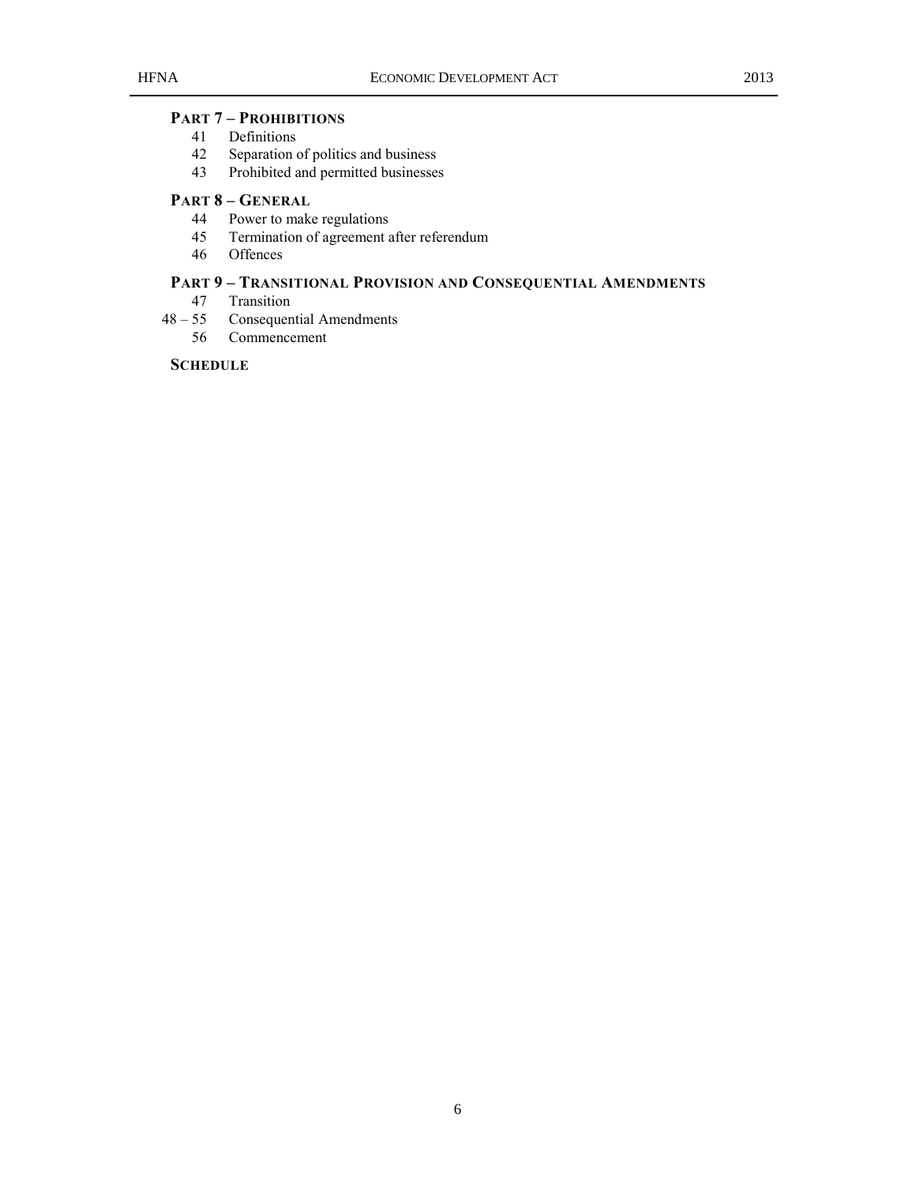**PART 7 – PROHIBITIONS**

41 Definitions
42 Separation of politics and business
43 Prohibited and permitted businesses

**PART 8 – GENERAL**

44 Power to make regulations
45 Termination of agreement after referendum
46 Offences

**PART 9 – TRANSITIONAL PROVISION AND CONSEQUENTIAL AMENDMENTS**

47 Transition
48 – 55 Consequential Amendments
56 Commencement

**SCHEDULE**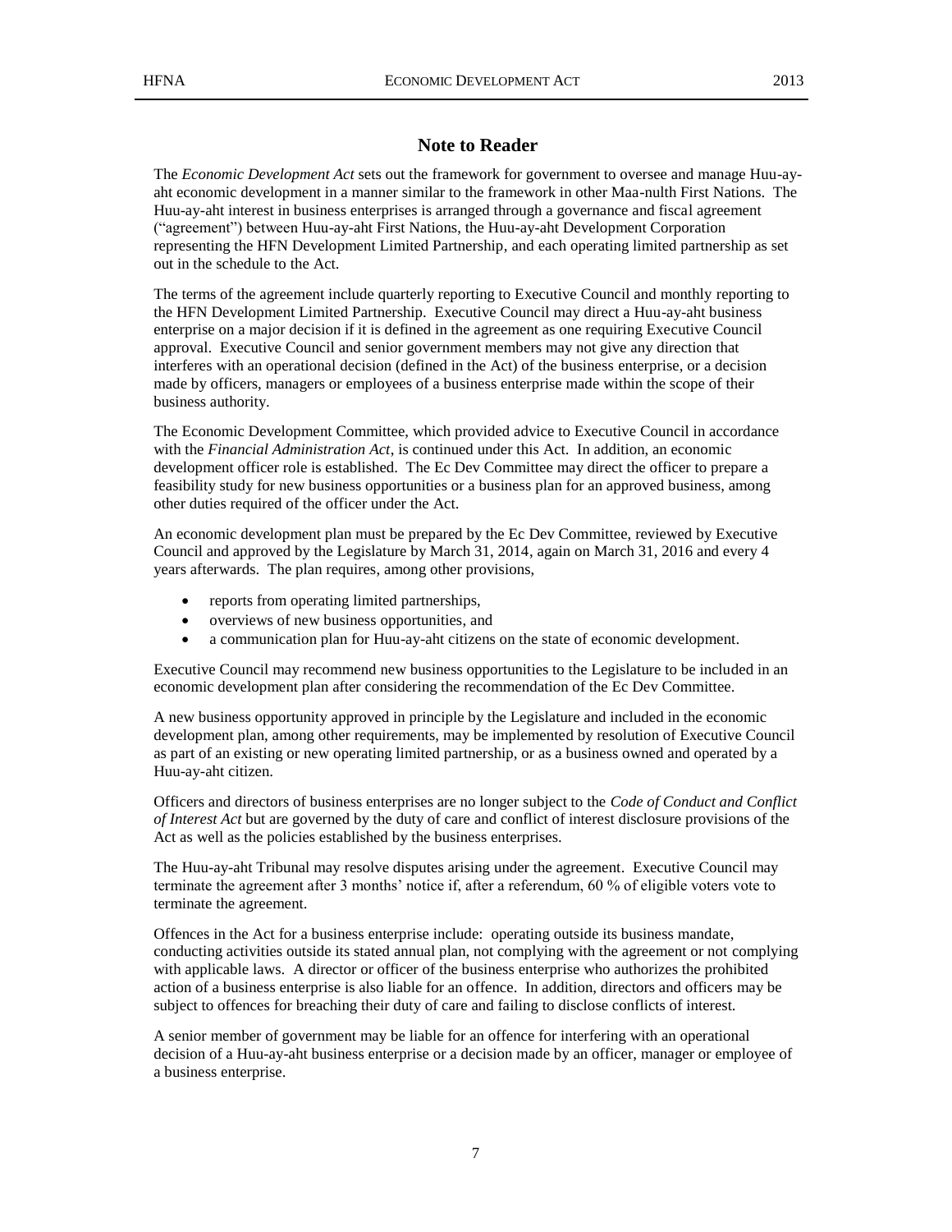## Note to Reader

The *Economic Development Act* sets out the framework for government to oversee and manage Huu-ay-aht economic development in a manner similar to the framework in other Maa-nulth First Nations. The Huu-ay-aht interest in business enterprises is arranged through a governance and fiscal agreement ("agreement") between Huu-ay-aht First Nations, the Huu-ay-aht Development Corporation representing the HFN Development Limited Partnership, and each operating limited partnership as set out in the schedule to the Act.

The terms of the agreement include quarterly reporting to Executive Council and monthly reporting to the HFN Development Limited Partnership. Executive Council may direct a Huu-ay-aht business enterprise on a major decision if it is defined in the agreement as one requiring Executive Council approval. Executive Council and senior government members may not give any direction that interferes with an operational decision (defined in the Act) of the business enterprise, or a decision made by officers, managers or employees of a business enterprise made within the scope of their business authority.

The Economic Development Committee, which provided advice to Executive Council in accordance with the *Financial Administration Act*, is continued under this Act. In addition, an economic development officer role is established. The Ec Dev Committee may direct the officer to prepare a feasibility study for new business opportunities or a business plan for an approved business, among other duties required of the officer under the Act.

An economic development plan must be prepared by the Ec Dev Committee, reviewed by Executive Council and approved by the Legislature by March 31, 2014, again on March 31, 2016 and every 4 years afterwards. The plan requires, among other provisions,

- reports from operating limited partnerships,
- overviews of new business opportunities, and
- a communication plan for Huu-ay-aht citizens on the state of economic development.

Executive Council may recommend new business opportunities to the Legislature to be included in an economic development plan after considering the recommendation of the Ec Dev Committee.

A new business opportunity approved in principle by the Legislature and included in the economic development plan, among other requirements, may be implemented by resolution of Executive Council as part of an existing or new operating limited partnership, or as a business owned and operated by a Huu-ay-aht citizen.

Officers and directors of business enterprises are no longer subject to the *Code of Conduct and Conflict of Interest Act* but are governed by the duty of care and conflict of interest disclosure provisions of the Act as well as the policies established by the business enterprises.

The Huu-ay-aht Tribunal may resolve disputes arising under the agreement. Executive Council may terminate the agreement after 3 months' notice if, after a referendum, 60 % of eligible voters vote to terminate the agreement.

Offences in the Act for a business enterprise include: operating outside its business mandate, conducting activities outside its stated annual plan, not complying with the agreement or not complying with applicable laws. A director or officer of the business enterprise who authorizes the prohibited action of a business enterprise is also liable for an offence. In addition, directors and officers may be subject to offences for breaching their duty of care and failing to disclose conflicts of interest.

A senior member of government may be liable for an offence for interfering with an operational decision of a Huu-ay-aht business enterprise or a decision made by an officer, manager or employee of a business enterprise.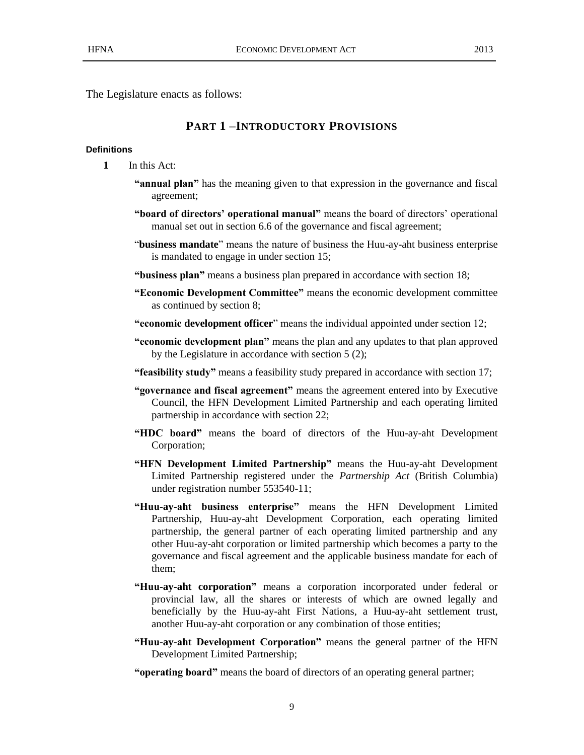The Legislature enacts as follows:

## PART 1 –INTRODUCTORY PROVISIONS

#### Definitions

**1** In this Act:

**"annual plan"** has the meaning given to that expression in the governance and fiscal agreement;

**"board of directors' operational manual"** means the board of directors' operational manual set out in section 6.6 of the governance and fiscal agreement;

"**business mandate**" means the nature of business the Huu-ay-aht business enterprise is mandated to engage in under section 15;

**"business plan"** means a business plan prepared in accordance with section 18;

**"Economic Development Committee"** means the economic development committee as continued by section 8;

**"economic development officer**" means the individual appointed under section 12;

**"economic development plan"** means the plan and any updates to that plan approved by the Legislature in accordance with section 5 (2);

**"feasibility study"** means a feasibility study prepared in accordance with section 17;

**"governance and fiscal agreement"** means the agreement entered into by Executive Council, the HFN Development Limited Partnership and each operating limited partnership in accordance with section 22;

**"HDC board"** means the board of directors of the Huu-ay-aht Development Corporation;

**"HFN Development Limited Partnership"** means the Huu-ay-aht Development Limited Partnership registered under the *Partnership Act* (British Columbia) under registration number 553540-11;

**"Huu-ay-aht business enterprise"** means the HFN Development Limited Partnership, Huu-ay-aht Development Corporation, each operating limited partnership, the general partner of each operating limited partnership and any other Huu-ay-aht corporation or limited partnership which becomes a party to the governance and fiscal agreement and the applicable business mandate for each of them;

**"Huu-ay-aht corporation"** means a corporation incorporated under federal or provincial law, all the shares or interests of which are owned legally and beneficially by the Huu-ay-aht First Nations, a Huu-ay-aht settlement trust, another Huu-ay-aht corporation or any combination of those entities;

**"Huu-ay-aht Development Corporation"** means the general partner of the HFN Development Limited Partnership;

**"operating board"** means the board of directors of an operating general partner;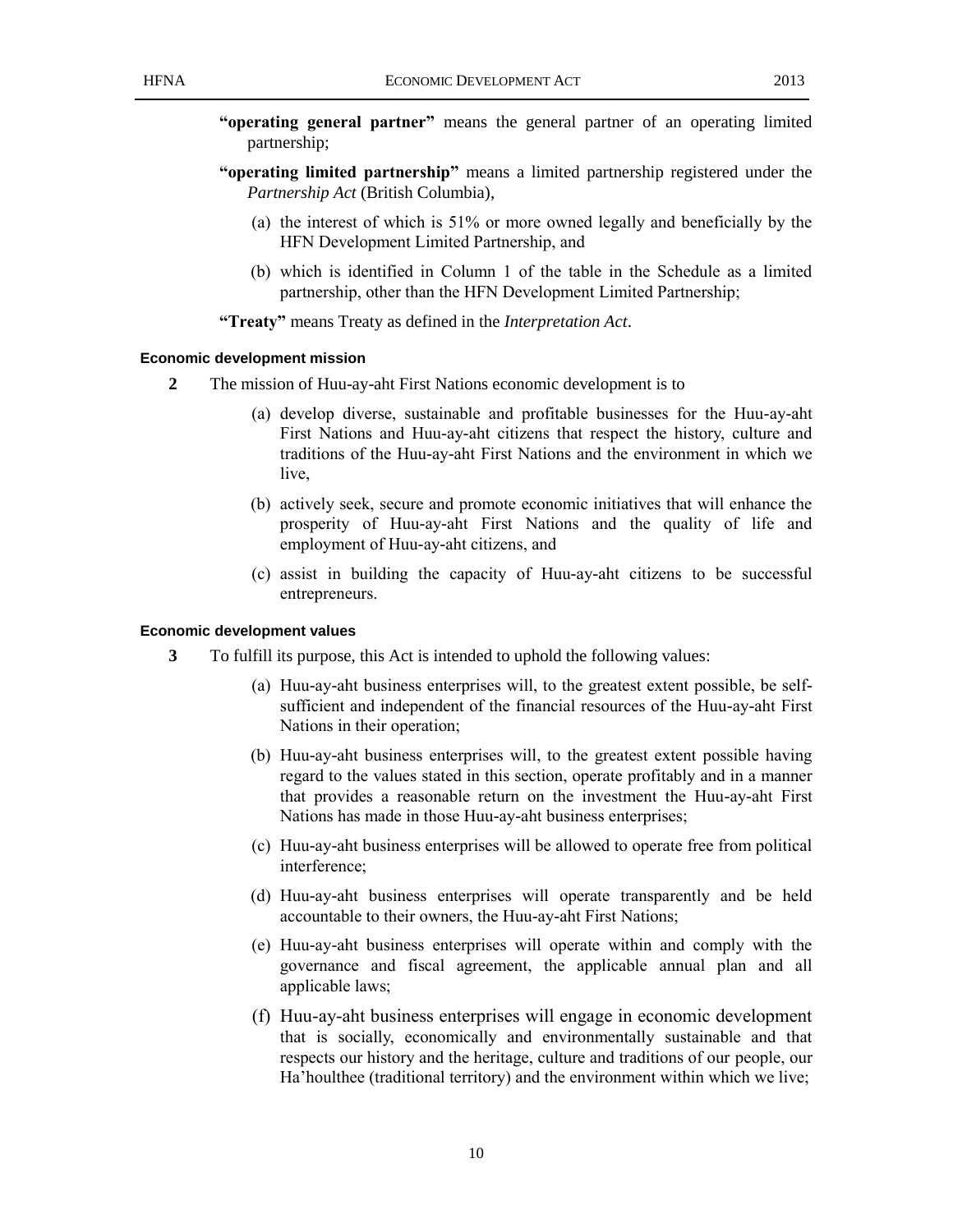**"operating general partner"** means the general partner of an operating limited partnership;

**"operating limited partnership"** means a limited partnership registered under the *Partnership Act* (British Columbia),

(a) the interest of which is 51% or more owned legally and beneficially by the HFN Development Limited Partnership, and

(b) which is identified in Column 1 of the table in the Schedule as a limited partnership, other than the HFN Development Limited Partnership;

**"Treaty"** means Treaty as defined in the *Interpretation Act*.

#### Economic development mission

**2** The mission of Huu-ay-aht First Nations economic development is to

(a) develop diverse, sustainable and profitable businesses for the Huu-ay-aht First Nations and Huu-ay-aht citizens that respect the history, culture and traditions of the Huu-ay-aht First Nations and the environment in which we live,

(b) actively seek, secure and promote economic initiatives that will enhance the prosperity of Huu-ay-aht First Nations and the quality of life and employment of Huu-ay-aht citizens, and

(c) assist in building the capacity of Huu-ay-aht citizens to be successful entrepreneurs.

#### Economic development values

**3** To fulfill its purpose, this Act is intended to uphold the following values:

(a) Huu-ay-aht business enterprises will, to the greatest extent possible, be self-sufficient and independent of the financial resources of the Huu-ay-aht First Nations in their operation;

(b) Huu-ay-aht business enterprises will, to the greatest extent possible having regard to the values stated in this section, operate profitably and in a manner that provides a reasonable return on the investment the Huu-ay-aht First Nations has made in those Huu-ay-aht business enterprises;

(c) Huu-ay-aht business enterprises will be allowed to operate free from political interference;

(d) Huu-ay-aht business enterprises will operate transparently and be held accountable to their owners, the Huu-ay-aht First Nations;

(e) Huu-ay-aht business enterprises will operate within and comply with the governance and fiscal agreement, the applicable annual plan and all applicable laws;

(f) Huu-ay-aht business enterprises will engage in economic development that is socially, economically and environmentally sustainable and that respects our history and the heritage, culture and traditions of our people, our Ha'houlthee (traditional territory) and the environment within which we live;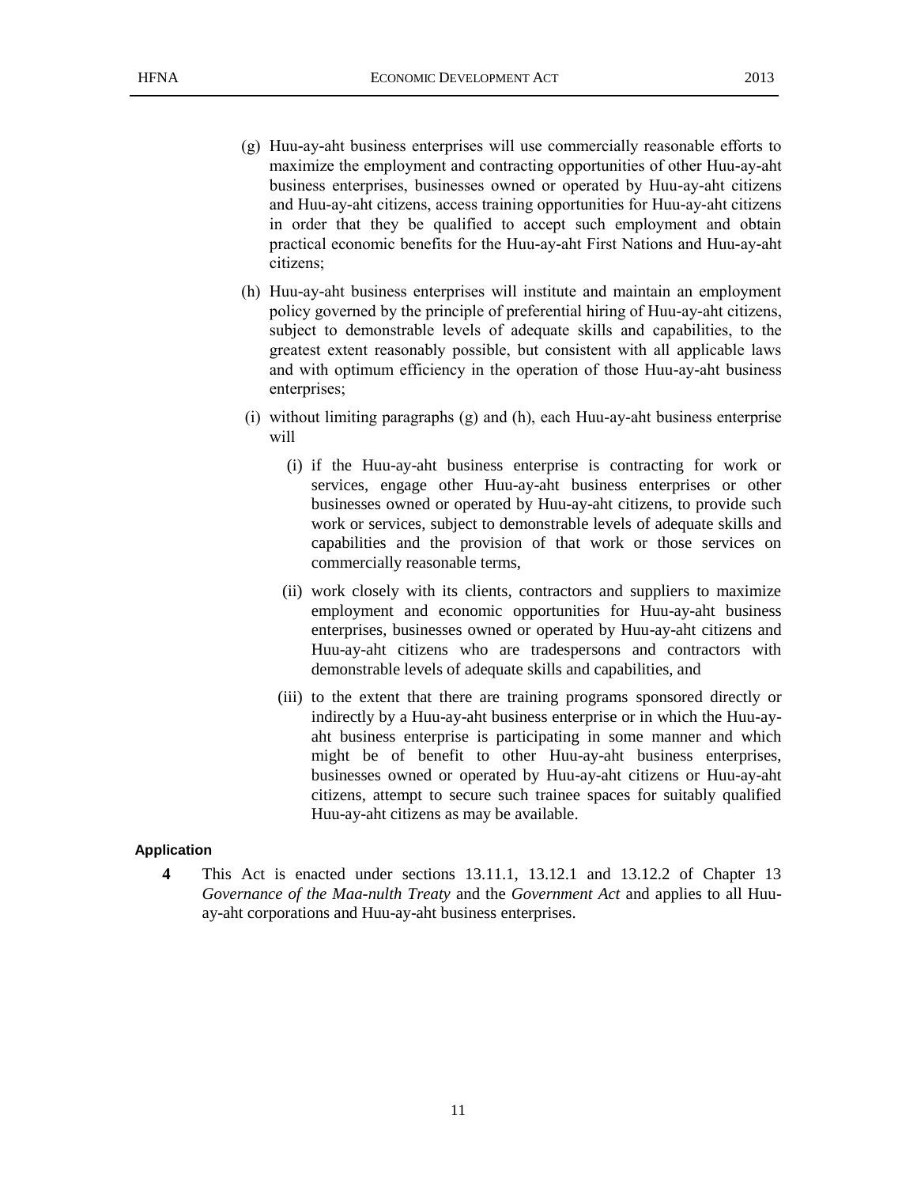(g) Huu-ay-aht business enterprises will use commercially reasonable efforts to maximize the employment and contracting opportunities of other Huu-ay-aht business enterprises, businesses owned or operated by Huu-ay-aht citizens and Huu-ay-aht citizens, access training opportunities for Huu-ay-aht citizens in order that they be qualified to accept such employment and obtain practical economic benefits for the Huu-ay-aht First Nations and Huu-ay-aht citizens;

(h) Huu-ay-aht business enterprises will institute and maintain an employment policy governed by the principle of preferential hiring of Huu-ay-aht citizens, subject to demonstrable levels of adequate skills and capabilities, to the greatest extent reasonably possible, but consistent with all applicable laws and with optimum efficiency in the operation of those Huu-ay-aht business enterprises;

(i) without limiting paragraphs (g) and (h), each Huu-ay-aht business enterprise will

- (i) if the Huu-ay-aht business enterprise is contracting for work or services, engage other Huu-ay-aht business enterprises or other businesses owned or operated by Huu-ay-aht citizens, to provide such work or services, subject to demonstrable levels of adequate skills and capabilities and the provision of that work or those services on commercially reasonable terms,

- (ii) work closely with its clients, contractors and suppliers to maximize employment and economic opportunities for Huu-ay-aht business enterprises, businesses owned or operated by Huu-ay-aht citizens and Huu-ay-aht citizens who are tradespersons and contractors with demonstrable levels of adequate skills and capabilities, and

- (iii) to the extent that there are training programs sponsored directly or indirectly by a Huu-ay-aht business enterprise or in which the Huu-ay-aht business enterprise is participating in some manner and which might be of benefit to other Huu-ay-aht business enterprises, businesses owned or operated by Huu-ay-aht citizens or Huu-ay-aht citizens, attempt to secure such trainee spaces for suitably qualified Huu-ay-aht citizens as may be available.

#### Application

**4** This Act is enacted under sections 13.11.1, 13.12.1 and 13.12.2 of Chapter 13 *Governance of the Maa-nulth Treaty* and the *Government Act* and applies to all Huu-ay-aht corporations and Huu-ay-aht business enterprises.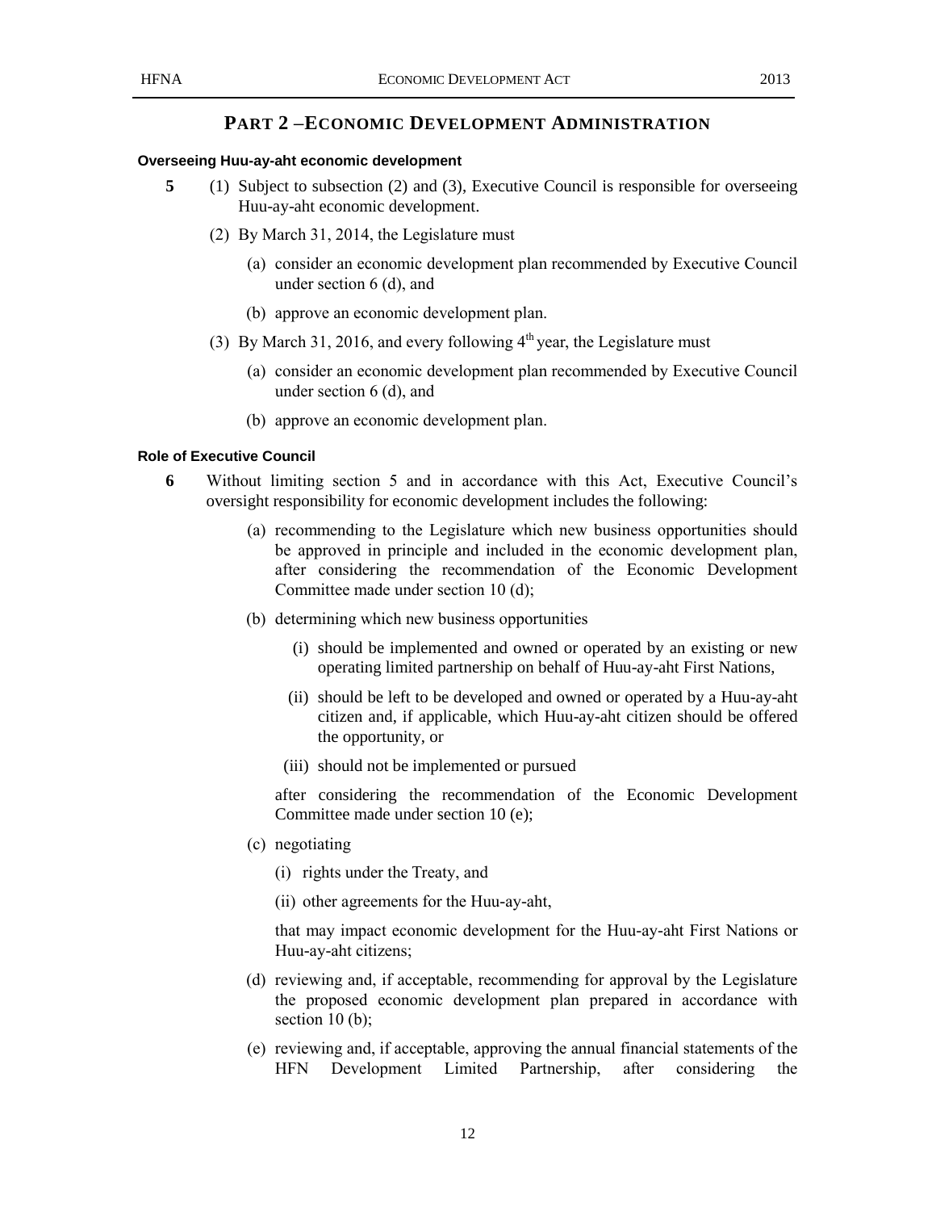## PART 2 – ECONOMIC DEVELOPMENT ADMINISTRATION

### Overseeing Huu-ay-aht economic development

**5** (1) Subject to subsection (2) and (3), Executive Council is responsible for overseeing Huu-ay-aht economic development.

(2) By March 31, 2014, the Legislature must

(a) consider an economic development plan recommended by Executive Council under section 6 (d), and

(b) approve an economic development plan.

(3) By March 31, 2016, and every following 4th year, the Legislature must

(a) consider an economic development plan recommended by Executive Council under section 6 (d), and

(b) approve an economic development plan.

### Role of Executive Council

**6** Without limiting section 5 and in accordance with this Act, Executive Council's oversight responsibility for economic development includes the following:

(a) recommending to the Legislature which new business opportunities should be approved in principle and included in the economic development plan, after considering the recommendation of the Economic Development Committee made under section 10 (d);

(b) determining which new business opportunities

(i) should be implemented and owned or operated by an existing or new operating limited partnership on behalf of Huu-ay-aht First Nations,

(ii) should be left to be developed and owned or operated by a Huu-ay-aht citizen and, if applicable, which Huu-ay-aht citizen should be offered the opportunity, or

(iii) should not be implemented or pursued

after considering the recommendation of the Economic Development Committee made under section 10 (e);

(c) negotiating

(i) rights under the Treaty, and

(ii) other agreements for the Huu-ay-aht,

that may impact economic development for the Huu-ay-aht First Nations or Huu-ay-aht citizens;

(d) reviewing and, if acceptable, recommending for approval by the Legislature the proposed economic development plan prepared in accordance with section 10 (b);

(e) reviewing and, if acceptable, approving the annual financial statements of the HFN Development Limited Partnership, after considering the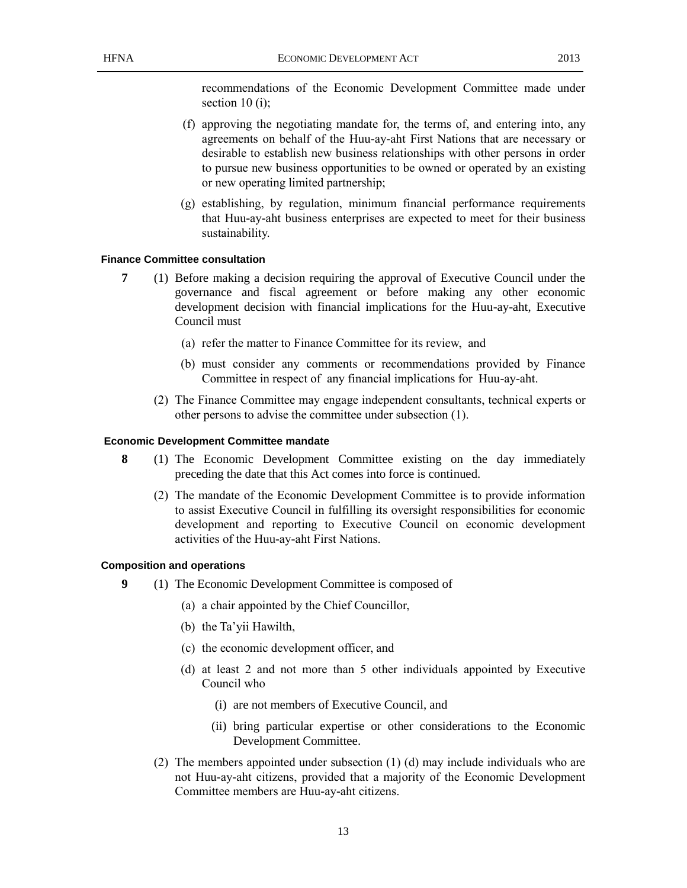recommendations of the Economic Development Committee made under section 10 (i);

(f) approving the negotiating mandate for, the terms of, and entering into, any agreements on behalf of the Huu-ay-aht First Nations that are necessary or desirable to establish new business relationships with other persons in order to pursue new business opportunities to be owned or operated by an existing or new operating limited partnership;

(g) establishing, by regulation, minimum financial performance requirements that Huu-ay-aht business enterprises are expected to meet for their business sustainability.

#### Finance Committee consultation

**7** (1) Before making a decision requiring the approval of Executive Council under the governance and fiscal agreement or before making any other economic development decision with financial implications for the Huu-ay-aht, Executive Council must

(a) refer the matter to Finance Committee for its review, and

(b) must consider any comments or recommendations provided by Finance Committee in respect of any financial implications for Huu-ay-aht.

(2) The Finance Committee may engage independent consultants, technical experts or other persons to advise the committee under subsection (1).

#### Economic Development Committee mandate

**8** (1) The Economic Development Committee existing on the day immediately preceding the date that this Act comes into force is continued.

(2) The mandate of the Economic Development Committee is to provide information to assist Executive Council in fulfilling its oversight responsibilities for economic development and reporting to Executive Council on economic development activities of the Huu-ay-aht First Nations.

#### Composition and operations

**9** (1) The Economic Development Committee is composed of

(a) a chair appointed by the Chief Councillor,

(b) the Ta'yii Hawilth,

(c) the economic development officer, and

(d) at least 2 and not more than 5 other individuals appointed by Executive Council who

(i) are not members of Executive Council, and

(ii) bring particular expertise or other considerations to the Economic Development Committee.

(2) The members appointed under subsection (1) (d) may include individuals who are not Huu-ay-aht citizens, provided that a majority of the Economic Development Committee members are Huu-ay-aht citizens.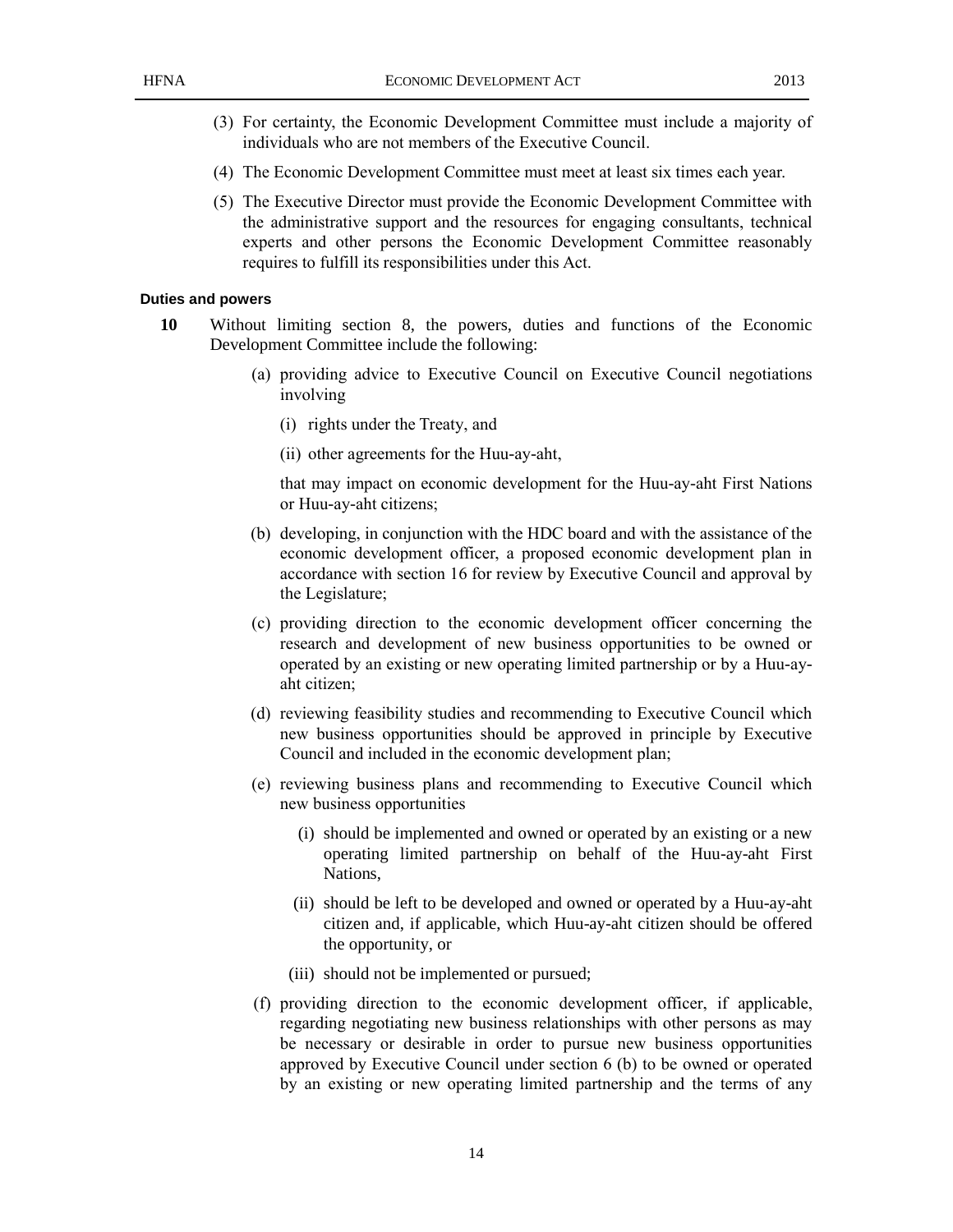(3) For certainty, the Economic Development Committee must include a majority of individuals who are not members of the Executive Council.

(4) The Economic Development Committee must meet at least six times each year.

(5) The Executive Director must provide the Economic Development Committee with the administrative support and the resources for engaging consultants, technical experts and other persons the Economic Development Committee reasonably requires to fulfill its responsibilities under this Act.

**Duties and powers**

**10** Without limiting section 8, the powers, duties and functions of the Economic Development Committee include the following:

(a) providing advice to Executive Council on Executive Council negotiations involving

(i) rights under the Treaty, and

(ii) other agreements for the Huu-ay-aht,

that may impact on economic development for the Huu-ay-aht First Nations or Huu-ay-aht citizens;

(b) developing, in conjunction with the HDC board and with the assistance of the economic development officer, a proposed economic development plan in accordance with section 16 for review by Executive Council and approval by the Legislature;

(c) providing direction to the economic development officer concerning the research and development of new business opportunities to be owned or operated by an existing or new operating limited partnership or by a Huu-ay-aht citizen;

(d) reviewing feasibility studies and recommending to Executive Council which new business opportunities should be approved in principle by Executive Council and included in the economic development plan;

(e) reviewing business plans and recommending to Executive Council which new business opportunities

(i) should be implemented and owned or operated by an existing or a new operating limited partnership on behalf of the Huu-ay-aht First Nations,

(ii) should be left to be developed and owned or operated by a Huu-ay-aht citizen and, if applicable, which Huu-ay-aht citizen should be offered the opportunity, or

(iii) should not be implemented or pursued;

(f) providing direction to the economic development officer, if applicable, regarding negotiating new business relationships with other persons as may be necessary or desirable in order to pursue new business opportunities approved by Executive Council under section 6 (b) to be owned or operated by an existing or new operating limited partnership and the terms of any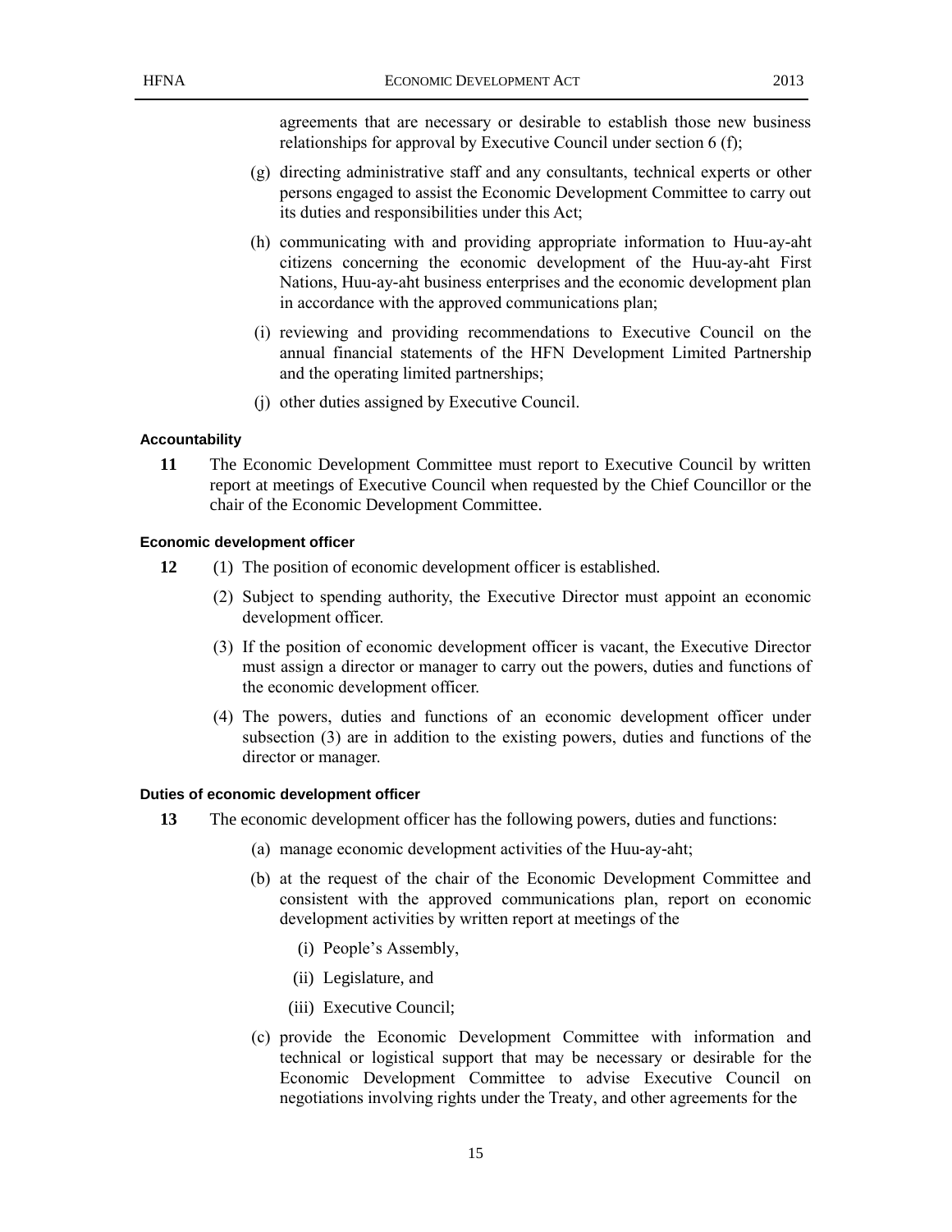agreements that are necessary or desirable to establish those new business relationships for approval by Executive Council under section 6 (f);

(g) directing administrative staff and any consultants, technical experts or other persons engaged to assist the Economic Development Committee to carry out its duties and responsibilities under this Act;

(h) communicating with and providing appropriate information to Huu-ay-aht citizens concerning the economic development of the Huu-ay-aht First Nations, Huu-ay-aht business enterprises and the economic development plan in accordance with the approved communications plan;

(i) reviewing and providing recommendations to Executive Council on the annual financial statements of the HFN Development Limited Partnership and the operating limited partnerships;

(j) other duties assigned by Executive Council.

#### Accountability

**11** The Economic Development Committee must report to Executive Council by written report at meetings of Executive Council when requested by the Chief Councillor or the chair of the Economic Development Committee.

#### Economic development officer

**12** (1) The position of economic development officer is established.

(2) Subject to spending authority, the Executive Director must appoint an economic development officer.

(3) If the position of economic development officer is vacant, the Executive Director must assign a director or manager to carry out the powers, duties and functions of the economic development officer.

(4) The powers, duties and functions of an economic development officer under subsection (3) are in addition to the existing powers, duties and functions of the director or manager.

#### Duties of economic development officer

**13** The economic development officer has the following powers, duties and functions:

(a) manage economic development activities of the Huu-ay-aht;

(b) at the request of the chair of the Economic Development Committee and consistent with the approved communications plan, report on economic development activities by written report at meetings of the

(i) People's Assembly,

(ii) Legislature, and

(iii) Executive Council;

(c) provide the Economic Development Committee with information and technical or logistical support that may be necessary or desirable for the Economic Development Committee to advise Executive Council on negotiations involving rights under the Treaty, and other agreements for the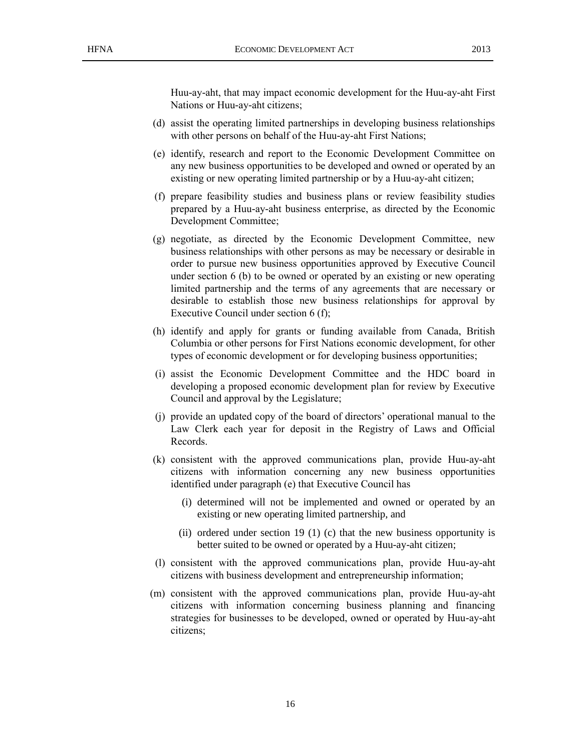Huu-ay-aht, that may impact economic development for the Huu-ay-aht First Nations or Huu-ay-aht citizens;

(d) assist the operating limited partnerships in developing business relationships with other persons on behalf of the Huu-ay-aht First Nations;

(e) identify, research and report to the Economic Development Committee on any new business opportunities to be developed and owned or operated by an existing or new operating limited partnership or by a Huu-ay-aht citizen;

(f) prepare feasibility studies and business plans or review feasibility studies prepared by a Huu-ay-aht business enterprise, as directed by the Economic Development Committee;

(g) negotiate, as directed by the Economic Development Committee, new business relationships with other persons as may be necessary or desirable in order to pursue new business opportunities approved by Executive Council under section 6 (b) to be owned or operated by an existing or new operating limited partnership and the terms of any agreements that are necessary or desirable to establish those new business relationships for approval by Executive Council under section 6 (f);

(h) identify and apply for grants or funding available from Canada, British Columbia or other persons for First Nations economic development, for other types of economic development or for developing business opportunities;

(i) assist the Economic Development Committee and the HDC board in developing a proposed economic development plan for review by Executive Council and approval by the Legislature;

(j) provide an updated copy of the board of directors' operational manual to the Law Clerk each year for deposit in the Registry of Laws and Official Records.

(k) consistent with the approved communications plan, provide Huu-ay-aht citizens with information concerning any new business opportunities identified under paragraph (e) that Executive Council has

   (i) determined will not be implemented and owned or operated by an existing or new operating limited partnership, and

   (ii) ordered under section 19 (1) (c) that the new business opportunity is better suited to be owned or operated by a Huu-ay-aht citizen;

(l) consistent with the approved communications plan, provide Huu-ay-aht citizens with business development and entrepreneurship information;

(m) consistent with the approved communications plan, provide Huu-ay-aht citizens with information concerning business planning and financing strategies for businesses to be developed, owned or operated by Huu-ay-aht citizens;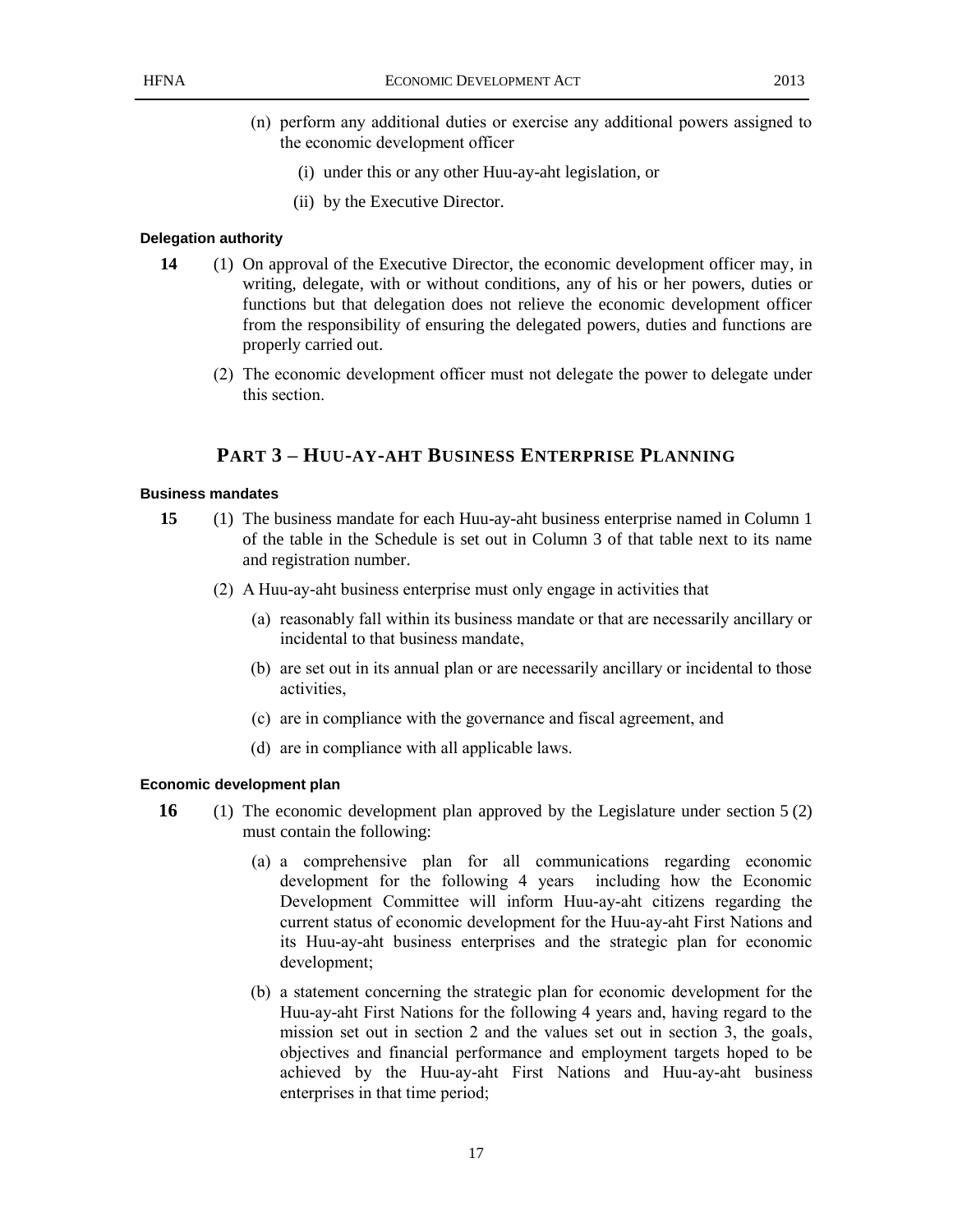(n) perform any additional duties or exercise any additional powers assigned to the economic development officer

(i) under this or any other Huu-ay-aht legislation, or

(ii) by the Executive Director.

**Delegation authority**

**14** (1) On approval of the Executive Director, the economic development officer may, in writing, delegate, with or without conditions, any of his or her powers, duties or functions but that delegation does not relieve the economic development officer from the responsibility of ensuring the delegated powers, duties and functions are properly carried out.

(2) The economic development officer must not delegate the power to delegate under this section.

## PART 3 – HUU-AY-AHT BUSINESS ENTERPRISE PLANNING

**Business mandates**

**15** (1) The business mandate for each Huu-ay-aht business enterprise named in Column 1 of the table in the Schedule is set out in Column 3 of that table next to its name and registration number.

(2) A Huu-ay-aht business enterprise must only engage in activities that

(a) reasonably fall within its business mandate or that are necessarily ancillary or incidental to that business mandate,

(b) are set out in its annual plan or are necessarily ancillary or incidental to those activities,

(c) are in compliance with the governance and fiscal agreement, and

(d) are in compliance with all applicable laws.

**Economic development plan**

**16** (1) The economic development plan approved by the Legislature under section 5 (2) must contain the following:

(a) a comprehensive plan for all communications regarding economic development for the following 4 years including how the Economic Development Committee will inform Huu-ay-aht citizens regarding the current status of economic development for the Huu-ay-aht First Nations and its Huu-ay-aht business enterprises and the strategic plan for economic development;

(b) a statement concerning the strategic plan for economic development for the Huu-ay-aht First Nations for the following 4 years and, having regard to the mission set out in section 2 and the values set out in section 3, the goals, objectives and financial performance and employment targets hoped to be achieved by the Huu-ay-aht First Nations and Huu-ay-aht business enterprises in that time period;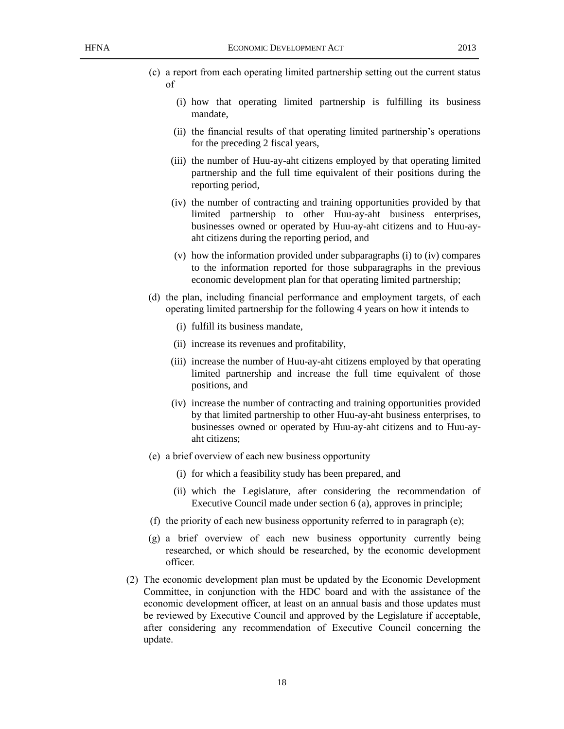(c) a report from each operating limited partnership setting out the current status of

  (i) how that operating limited partnership is fulfilling its business mandate,

  (ii) the financial results of that operating limited partnership's operations for the preceding 2 fiscal years,

  (iii) the number of Huu-ay-aht citizens employed by that operating limited partnership and the full time equivalent of their positions during the reporting period,

  (iv) the number of contracting and training opportunities provided by that limited partnership to other Huu-ay-aht business enterprises, businesses owned or operated by Huu-ay-aht citizens and to Huu-ay-aht citizens during the reporting period, and

  (v) how the information provided under subparagraphs (i) to (iv) compares to the information reported for those subparagraphs in the previous economic development plan for that operating limited partnership;

(d) the plan, including financial performance and employment targets, of each operating limited partnership for the following 4 years on how it intends to

  (i) fulfill its business mandate,

  (ii) increase its revenues and profitability,

  (iii) increase the number of Huu-ay-aht citizens employed by that operating limited partnership and increase the full time equivalent of those positions, and

  (iv) increase the number of contracting and training opportunities provided by that limited partnership to other Huu-ay-aht business enterprises, to businesses owned or operated by Huu-ay-aht citizens and to Huu-ay-aht citizens;

(e) a brief overview of each new business opportunity

  (i) for which a feasibility study has been prepared, and

  (ii) which the Legislature, after considering the recommendation of Executive Council made under section 6 (a), approves in principle;

(f) the priority of each new business opportunity referred to in paragraph (e);

(g) a brief overview of each new business opportunity currently being researched, or which should be researched, by the economic development officer.

(2) The economic development plan must be updated by the Economic Development Committee, in conjunction with the HDC board and with the assistance of the economic development officer, at least on an annual basis and those updates must be reviewed by Executive Council and approved by the Legislature if acceptable, after considering any recommendation of Executive Council concerning the update.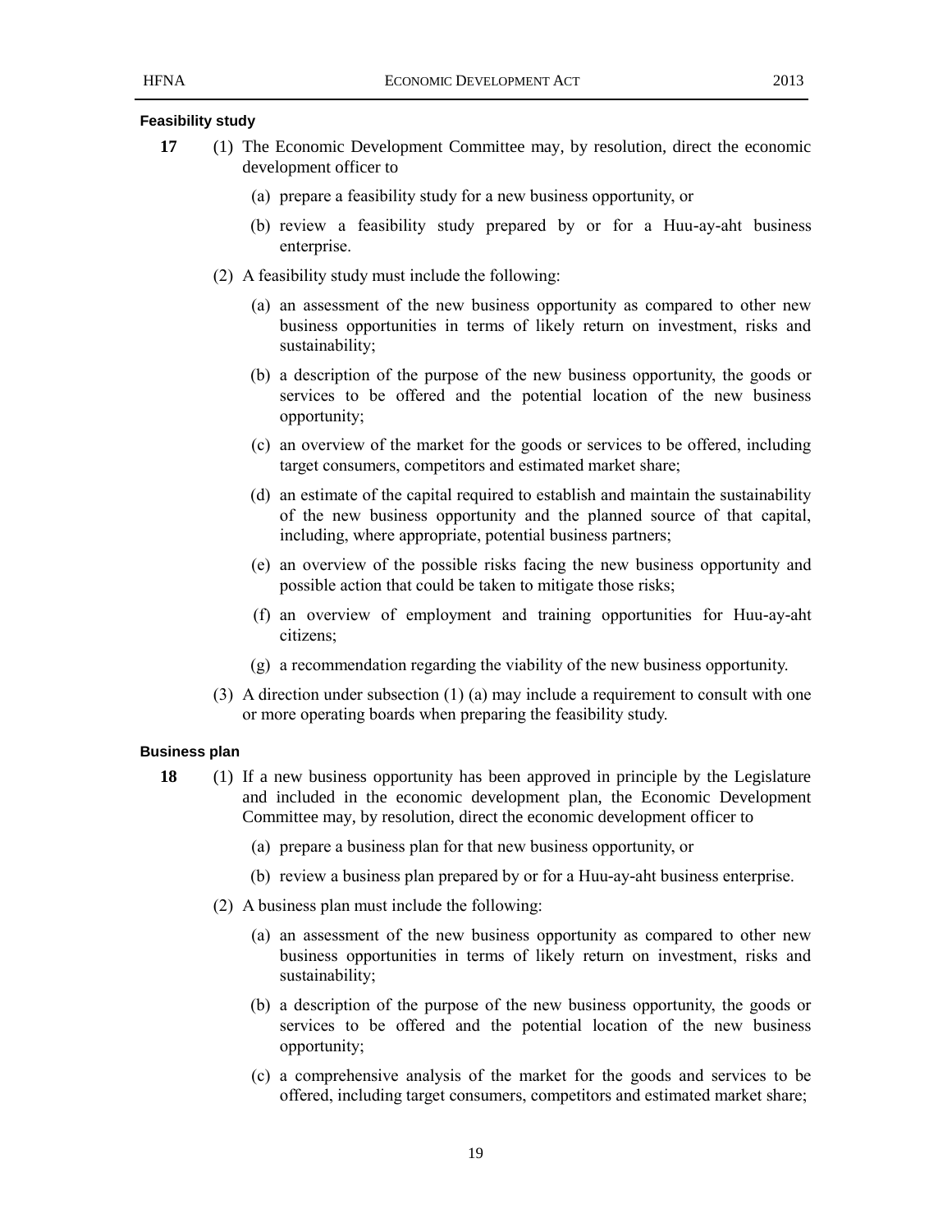**Feasibility study**

**17** (1) The Economic Development Committee may, by resolution, direct the economic development officer to

(a) prepare a feasibility study for a new business opportunity, or

(b) review a feasibility study prepared by or for a Huu-ay-aht business enterprise.

(2) A feasibility study must include the following:

(a) an assessment of the new business opportunity as compared to other new business opportunities in terms of likely return on investment, risks and sustainability;

(b) a description of the purpose of the new business opportunity, the goods or services to be offered and the potential location of the new business opportunity;

(c) an overview of the market for the goods or services to be offered, including target consumers, competitors and estimated market share;

(d) an estimate of the capital required to establish and maintain the sustainability of the new business opportunity and the planned source of that capital, including, where appropriate, potential business partners;

(e) an overview of the possible risks facing the new business opportunity and possible action that could be taken to mitigate those risks;

(f) an overview of employment and training opportunities for Huu-ay-aht citizens;

(g) a recommendation regarding the viability of the new business opportunity.

(3) A direction under subsection (1) (a) may include a requirement to consult with one or more operating boards when preparing the feasibility study.

**Business plan**

**18** (1) If a new business opportunity has been approved in principle by the Legislature and included in the economic development plan, the Economic Development Committee may, by resolution, direct the economic development officer to

(a) prepare a business plan for that new business opportunity, or

(b) review a business plan prepared by or for a Huu-ay-aht business enterprise.

(2) A business plan must include the following:

(a) an assessment of the new business opportunity as compared to other new business opportunities in terms of likely return on investment, risks and sustainability;

(b) a description of the purpose of the new business opportunity, the goods or services to be offered and the potential location of the new business opportunity;

(c) a comprehensive analysis of the market for the goods and services to be offered, including target consumers, competitors and estimated market share;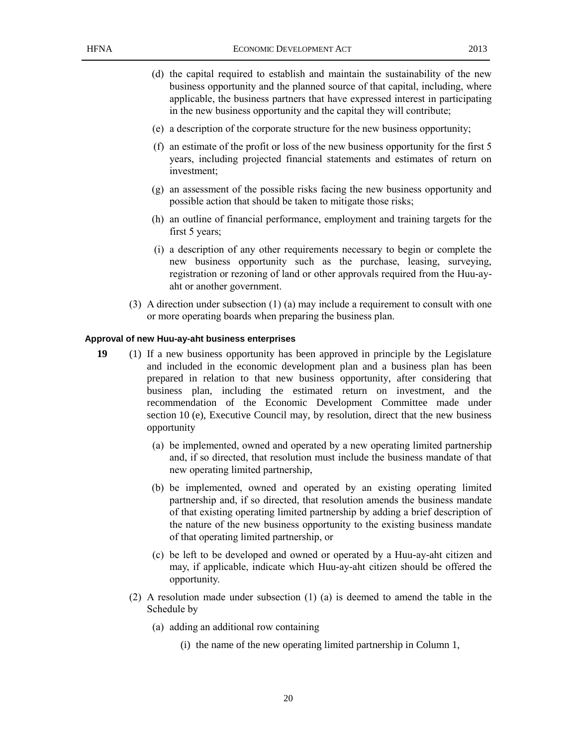(d) the capital required to establish and maintain the sustainability of the new business opportunity and the planned source of that capital, including, where applicable, the business partners that have expressed interest in participating in the new business opportunity and the capital they will contribute;

(e) a description of the corporate structure for the new business opportunity;

(f) an estimate of the profit or loss of the new business opportunity for the first 5 years, including projected financial statements and estimates of return on investment;

(g) an assessment of the possible risks facing the new business opportunity and possible action that should be taken to mitigate those risks;

(h) an outline of financial performance, employment and training targets for the first 5 years;

(i) a description of any other requirements necessary to begin or complete the new business opportunity such as the purchase, leasing, surveying, registration or rezoning of land or other approvals required from the Huu-ay-aht or another government.

(3) A direction under subsection (1) (a) may include a requirement to consult with one or more operating boards when preparing the business plan.

#### Approval of new Huu-ay-aht business enterprises

**19** (1) If a new business opportunity has been approved in principle by the Legislature and included in the economic development plan and a business plan has been prepared in relation to that new business opportunity, after considering that business plan, including the estimated return on investment, and the recommendation of the Economic Development Committee made under section 10 (e), Executive Council may, by resolution, direct that the new business opportunity

(a) be implemented, owned and operated by a new operating limited partnership and, if so directed, that resolution must include the business mandate of that new operating limited partnership,

(b) be implemented, owned and operated by an existing operating limited partnership and, if so directed, that resolution amends the business mandate of that existing operating limited partnership by adding a brief description of the nature of the new business opportunity to the existing business mandate of that operating limited partnership, or

(c) be left to be developed and owned or operated by a Huu-ay-aht citizen and may, if applicable, indicate which Huu-ay-aht citizen should be offered the opportunity.

(2) A resolution made under subsection (1) (a) is deemed to amend the table in the Schedule by

(a) adding an additional row containing

(i) the name of the new operating limited partnership in Column 1,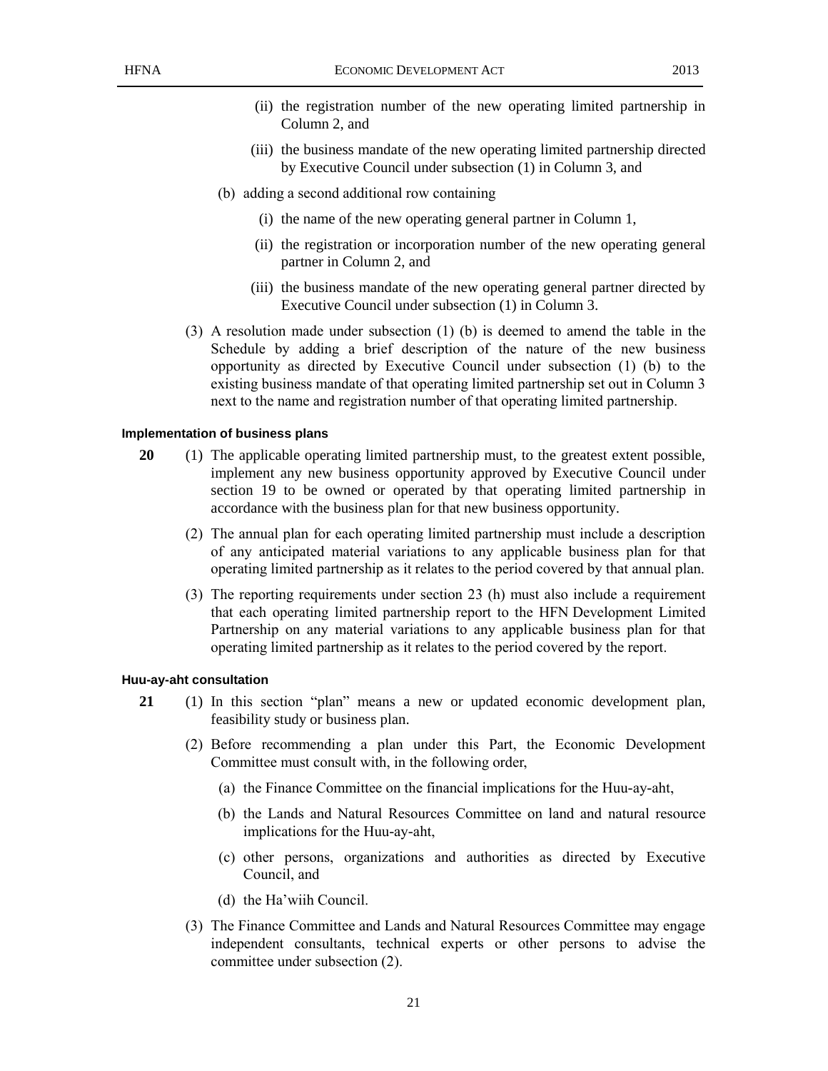(ii) the registration number of the new operating limited partnership in Column 2, and

(iii) the business mandate of the new operating limited partnership directed by Executive Council under subsection (1) in Column 3, and

(b) adding a second additional row containing

(i) the name of the new operating general partner in Column 1,

(ii) the registration or incorporation number of the new operating general partner in Column 2, and

(iii) the business mandate of the new operating general partner directed by Executive Council under subsection (1) in Column 3.

(3) A resolution made under subsection (1) (b) is deemed to amend the table in the Schedule by adding a brief description of the nature of the new business opportunity as directed by Executive Council under subsection (1) (b) to the existing business mandate of that operating limited partnership set out in Column 3 next to the name and registration number of that operating limited partnership.

#### Implementation of business plans

**20** (1) The applicable operating limited partnership must, to the greatest extent possible, implement any new business opportunity approved by Executive Council under section 19 to be owned or operated by that operating limited partnership in accordance with the business plan for that new business opportunity.

(2) The annual plan for each operating limited partnership must include a description of any anticipated material variations to any applicable business plan for that operating limited partnership as it relates to the period covered by that annual plan.

(3) The reporting requirements under section 23 (h) must also include a requirement that each operating limited partnership report to the HFN Development Limited Partnership on any material variations to any applicable business plan for that operating limited partnership as it relates to the period covered by the report.

#### Huu-ay-aht consultation

**21** (1) In this section "plan" means a new or updated economic development plan, feasibility study or business plan.

(2) Before recommending a plan under this Part, the Economic Development Committee must consult with, in the following order,

(a) the Finance Committee on the financial implications for the Huu-ay-aht,

(b) the Lands and Natural Resources Committee on land and natural resource implications for the Huu-ay-aht,

(c) other persons, organizations and authorities as directed by Executive Council, and

(d) the Ha'wiih Council.

(3) The Finance Committee and Lands and Natural Resources Committee may engage independent consultants, technical experts or other persons to advise the committee under subsection (2).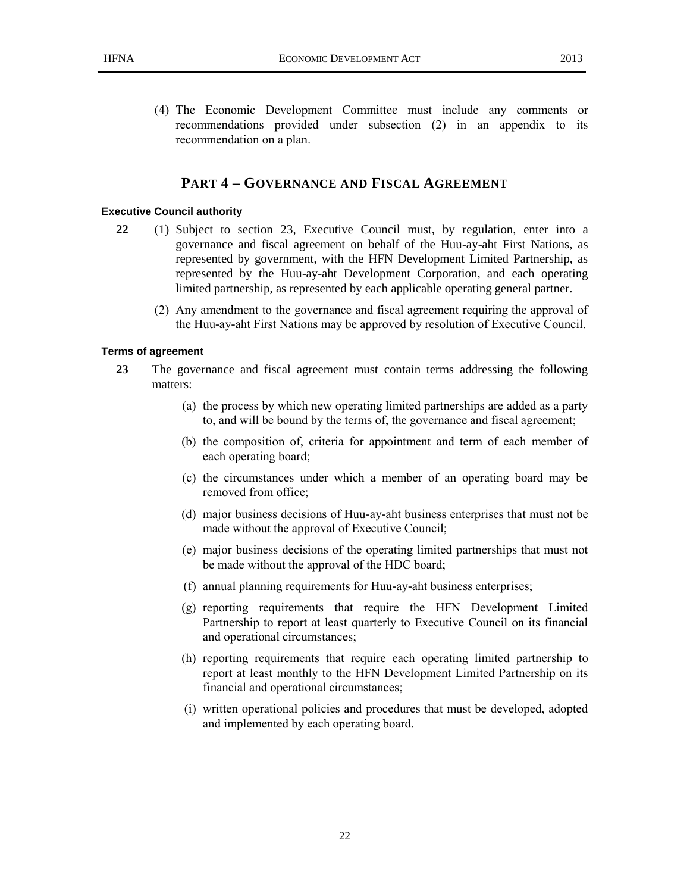(4) The Economic Development Committee must include any comments or recommendations provided under subsection (2) in an appendix to its recommendation on a plan.

## PART 4 – GOVERNANCE AND FISCAL AGREEMENT

#### Executive Council authority

**22** (1) Subject to section 23, Executive Council must, by regulation, enter into a governance and fiscal agreement on behalf of the Huu-ay-aht First Nations, as represented by government, with the HFN Development Limited Partnership, as represented by the Huu-ay-aht Development Corporation, and each operating limited partnership, as represented by each applicable operating general partner.

(2) Any amendment to the governance and fiscal agreement requiring the approval of the Huu-ay-aht First Nations may be approved by resolution of Executive Council.

#### Terms of agreement

**23** The governance and fiscal agreement must contain terms addressing the following matters:

(a) the process by which new operating limited partnerships are added as a party to, and will be bound by the terms of, the governance and fiscal agreement;

(b) the composition of, criteria for appointment and term of each member of each operating board;

(c) the circumstances under which a member of an operating board may be removed from office;

(d) major business decisions of Huu-ay-aht business enterprises that must not be made without the approval of Executive Council;

(e) major business decisions of the operating limited partnerships that must not be made without the approval of the HDC board;

(f) annual planning requirements for Huu-ay-aht business enterprises;

(g) reporting requirements that require the HFN Development Limited Partnership to report at least quarterly to Executive Council on its financial and operational circumstances;

(h) reporting requirements that require each operating limited partnership to report at least monthly to the HFN Development Limited Partnership on its financial and operational circumstances;

(i) written operational policies and procedures that must be developed, adopted and implemented by each operating board.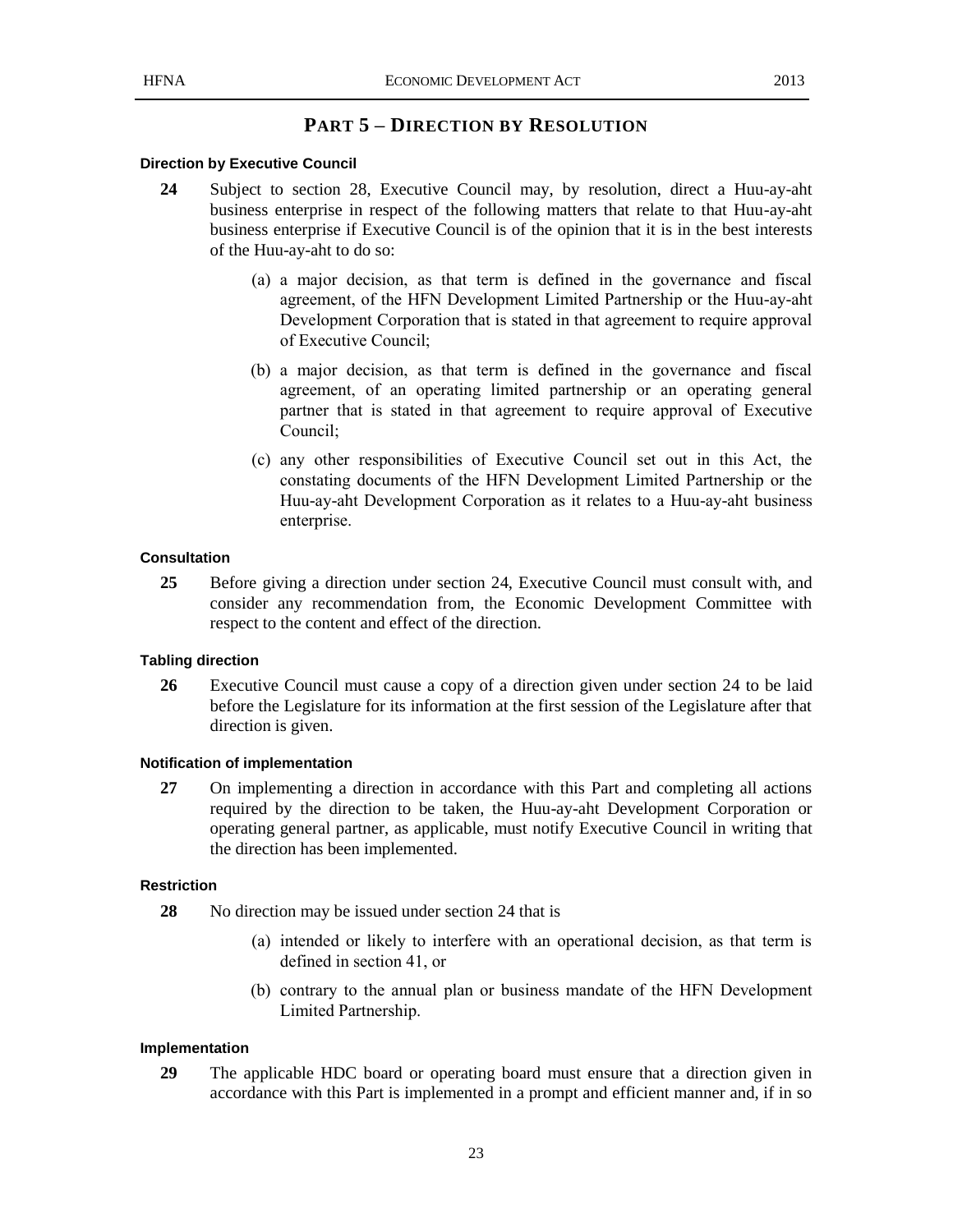## PART 5 – DIRECTION BY RESOLUTION

**Direction by Executive Council**

**24** Subject to section 28, Executive Council may, by resolution, direct a Huu-ay-aht business enterprise in respect of the following matters that relate to that Huu-ay-aht business enterprise if Executive Council is of the opinion that it is in the best interests of the Huu-ay-aht to do so:

(a) a major decision, as that term is defined in the governance and fiscal agreement, of the HFN Development Limited Partnership or the Huu-ay-aht Development Corporation that is stated in that agreement to require approval of Executive Council;

(b) a major decision, as that term is defined in the governance and fiscal agreement, of an operating limited partnership or an operating general partner that is stated in that agreement to require approval of Executive Council;

(c) any other responsibilities of Executive Council set out in this Act, the constating documents of the HFN Development Limited Partnership or the Huu-ay-aht Development Corporation as it relates to a Huu-ay-aht business enterprise.

**Consultation**

**25** Before giving a direction under section 24, Executive Council must consult with, and consider any recommendation from, the Economic Development Committee with respect to the content and effect of the direction.

**Tabling direction**

**26** Executive Council must cause a copy of a direction given under section 24 to be laid before the Legislature for its information at the first session of the Legislature after that direction is given.

**Notification of implementation**

**27** On implementing a direction in accordance with this Part and completing all actions required by the direction to be taken, the Huu-ay-aht Development Corporation or operating general partner, as applicable, must notify Executive Council in writing that the direction has been implemented.

**Restriction**

**28** No direction may be issued under section 24 that is

(a) intended or likely to interfere with an operational decision, as that term is defined in section 41, or

(b) contrary to the annual plan or business mandate of the HFN Development Limited Partnership.

**Implementation**

**29** The applicable HDC board or operating board must ensure that a direction given in accordance with this Part is implemented in a prompt and efficient manner and, if in so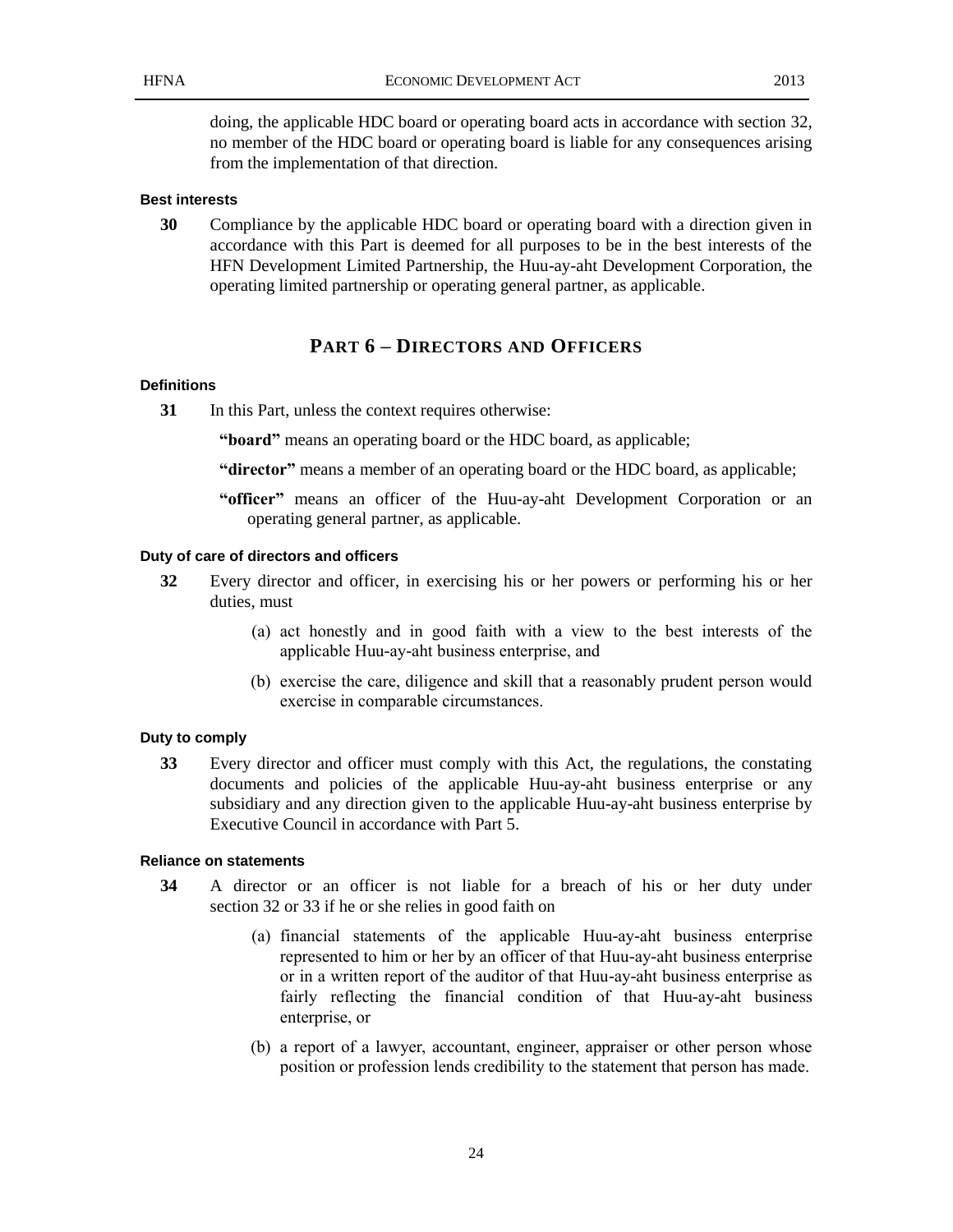doing, the applicable HDC board or operating board acts in accordance with section 32, no member of the HDC board or operating board is liable for any consequences arising from the implementation of that direction.

#### Best interests

**30** Compliance by the applicable HDC board or operating board with a direction given in accordance with this Part is deemed for all purposes to be in the best interests of the HFN Development Limited Partnership, the Huu-ay-aht Development Corporation, the operating limited partnership or operating general partner, as applicable.

## PART 6 – DIRECTORS AND OFFICERS

#### Definitions

**31** In this Part, unless the context requires otherwise:

**"board"** means an operating board or the HDC board, as applicable;

**"director"** means a member of an operating board or the HDC board, as applicable;

**"officer"** means an officer of the Huu-ay-aht Development Corporation or an operating general partner, as applicable.

#### Duty of care of directors and officers

**32** Every director and officer, in exercising his or her powers or performing his or her duties, must

(a) act honestly and in good faith with a view to the best interests of the applicable Huu-ay-aht business enterprise, and

(b) exercise the care, diligence and skill that a reasonably prudent person would exercise in comparable circumstances.

#### Duty to comply

**33** Every director and officer must comply with this Act, the regulations, the constating documents and policies of the applicable Huu-ay-aht business enterprise or any subsidiary and any direction given to the applicable Huu-ay-aht business enterprise by Executive Council in accordance with Part 5.

#### Reliance on statements

**34** A director or an officer is not liable for a breach of his or her duty under section 32 or 33 if he or she relies in good faith on

(a) financial statements of the applicable Huu-ay-aht business enterprise represented to him or her by an officer of that Huu-ay-aht business enterprise or in a written report of the auditor of that Huu-ay-aht business enterprise as fairly reflecting the financial condition of that Huu-ay-aht business enterprise, or

(b) a report of a lawyer, accountant, engineer, appraiser or other person whose position or profession lends credibility to the statement that person has made.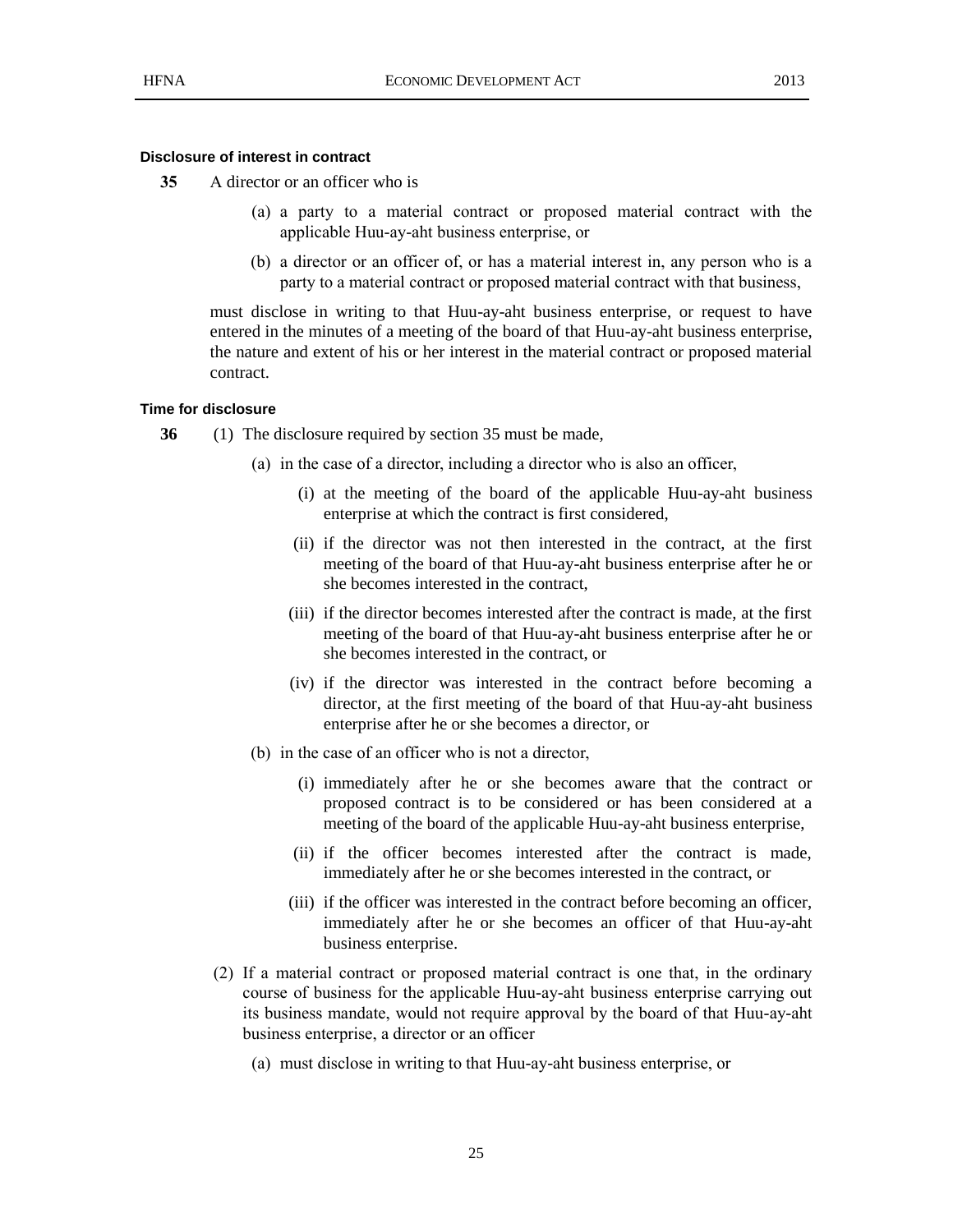#### Disclosure of interest in contract

**35** A director or an officer who is

(a) a party to a material contract or proposed material contract with the applicable Huu-ay-aht business enterprise, or

(b) a director or an officer of, or has a material interest in, any person who is a party to a material contract or proposed material contract with that business,

must disclose in writing to that Huu-ay-aht business enterprise, or request to have entered in the minutes of a meeting of the board of that Huu-ay-aht business enterprise, the nature and extent of his or her interest in the material contract or proposed material contract.

#### Time for disclosure

**36** (1) The disclosure required by section 35 must be made,

(a) in the case of a director, including a director who is also an officer,

(i) at the meeting of the board of the applicable Huu-ay-aht business enterprise at which the contract is first considered,

(ii) if the director was not then interested in the contract, at the first meeting of the board of that Huu-ay-aht business enterprise after he or she becomes interested in the contract,

(iii) if the director becomes interested after the contract is made, at the first meeting of the board of that Huu-ay-aht business enterprise after he or she becomes interested in the contract, or

(iv) if the director was interested in the contract before becoming a director, at the first meeting of the board of that Huu-ay-aht business enterprise after he or she becomes a director, or

(b) in the case of an officer who is not a director,

(i) immediately after he or she becomes aware that the contract or proposed contract is to be considered or has been considered at a meeting of the board of the applicable Huu-ay-aht business enterprise,

(ii) if the officer becomes interested after the contract is made, immediately after he or she becomes interested in the contract, or

(iii) if the officer was interested in the contract before becoming an officer, immediately after he or she becomes an officer of that Huu-ay-aht business enterprise.

(2) If a material contract or proposed material contract is one that, in the ordinary course of business for the applicable Huu-ay-aht business enterprise carrying out its business mandate, would not require approval by the board of that Huu-ay-aht business enterprise, a director or an officer

(a) must disclose in writing to that Huu-ay-aht business enterprise, or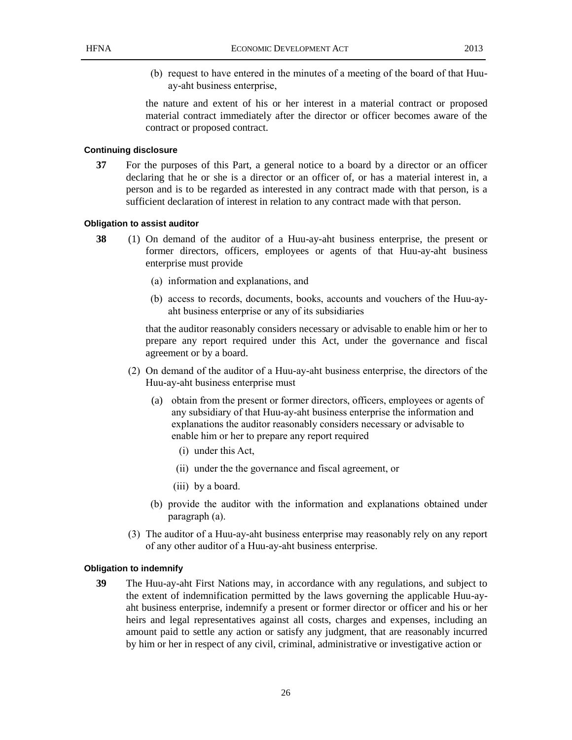(b) request to have entered in the minutes of a meeting of the board of that Huu-ay-aht business enterprise,

the nature and extent of his or her interest in a material contract or proposed material contract immediately after the director or officer becomes aware of the contract or proposed contract.

#### Continuing disclosure

**37** For the purposes of this Part, a general notice to a board by a director or an officer declaring that he or she is a director or an officer of, or has a material interest in, a person and is to be regarded as interested in any contract made with that person, is a sufficient declaration of interest in relation to any contract made with that person.

#### Obligation to assist auditor

**38** (1) On demand of the auditor of a Huu-ay-aht business enterprise, the present or former directors, officers, employees or agents of that Huu-ay-aht business enterprise must provide

(a) information and explanations, and

(b) access to records, documents, books, accounts and vouchers of the Huu-ay-aht business enterprise or any of its subsidiaries

that the auditor reasonably considers necessary or advisable to enable him or her to prepare any report required under this Act, under the governance and fiscal agreement or by a board.

(2) On demand of the auditor of a Huu-ay-aht business enterprise, the directors of the Huu-ay-aht business enterprise must

(a) obtain from the present or former directors, officers, employees or agents of any subsidiary of that Huu-ay-aht business enterprise the information and explanations the auditor reasonably considers necessary or advisable to enable him or her to prepare any report required

(i) under this Act,

(ii) under the the governance and fiscal agreement, or

(iii) by a board.

(b) provide the auditor with the information and explanations obtained under paragraph (a).

(3) The auditor of a Huu-ay-aht business enterprise may reasonably rely on any report of any other auditor of a Huu-ay-aht business enterprise.

#### Obligation to indemnify

**39** The Huu-ay-aht First Nations may, in accordance with any regulations, and subject to the extent of indemnification permitted by the laws governing the applicable Huu-ay-aht business enterprise, indemnify a present or former director or officer and his or her heirs and legal representatives against all costs, charges and expenses, including an amount paid to settle any action or satisfy any judgment, that are reasonably incurred by him or her in respect of any civil, criminal, administrative or investigative action or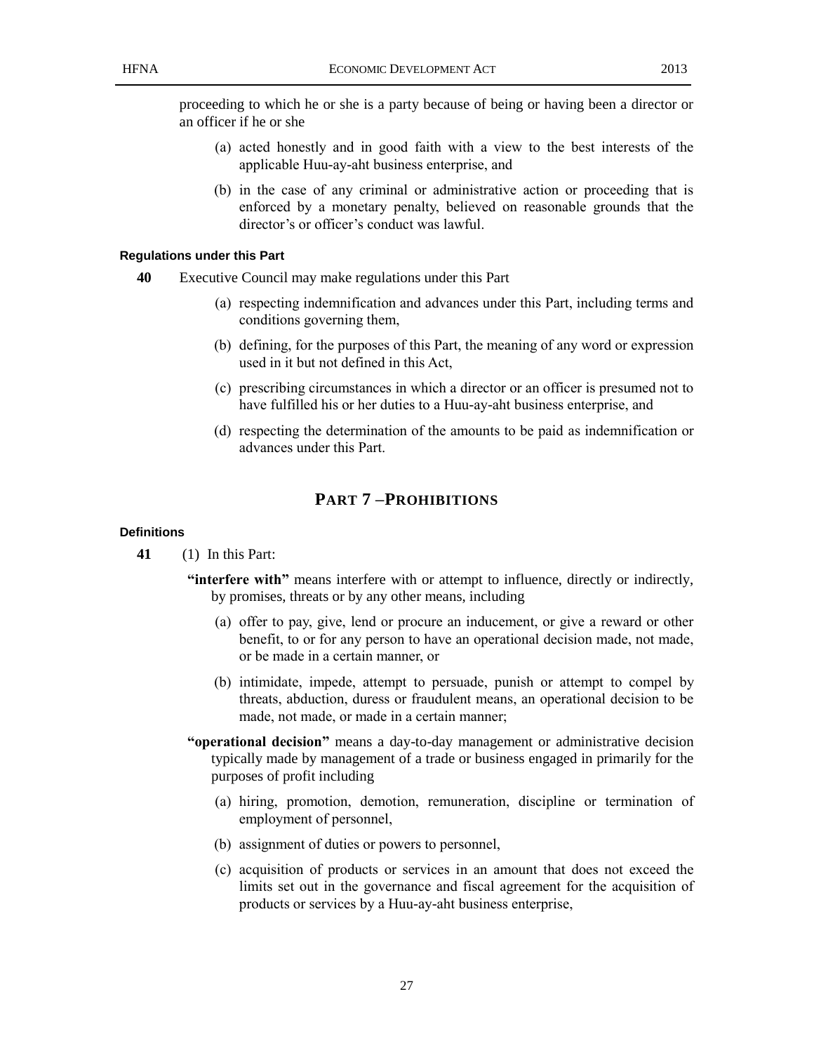proceeding to which he or she is a party because of being or having been a director or an officer if he or she

(a) acted honestly and in good faith with a view to the best interests of the applicable Huu-ay-aht business enterprise, and

(b) in the case of any criminal or administrative action or proceeding that is enforced by a monetary penalty, believed on reasonable grounds that the director's or officer's conduct was lawful.

#### Regulations under this Part

**40** Executive Council may make regulations under this Part

(a) respecting indemnification and advances under this Part, including terms and conditions governing them,

(b) defining, for the purposes of this Part, the meaning of any word or expression used in it but not defined in this Act,

(c) prescribing circumstances in which a director or an officer is presumed not to have fulfilled his or her duties to a Huu-ay-aht business enterprise, and

(d) respecting the determination of the amounts to be paid as indemnification or advances under this Part.

## PART 7 – PROHIBITIONS

#### Definitions

**41** (1) In this Part:

**"interfere with"** means interfere with or attempt to influence, directly or indirectly, by promises, threats or by any other means, including

(a) offer to pay, give, lend or procure an inducement, or give a reward or other benefit, to or for any person to have an operational decision made, not made, or be made in a certain manner, or

(b) intimidate, impede, attempt to persuade, punish or attempt to compel by threats, abduction, duress or fraudulent means, an operational decision to be made, not made, or made in a certain manner;

**"operational decision"** means a day-to-day management or administrative decision typically made by management of a trade or business engaged in primarily for the purposes of profit including

(a) hiring, promotion, demotion, remuneration, discipline or termination of employment of personnel,

(b) assignment of duties or powers to personnel,

(c) acquisition of products or services in an amount that does not exceed the limits set out in the governance and fiscal agreement for the acquisition of products or services by a Huu-ay-aht business enterprise,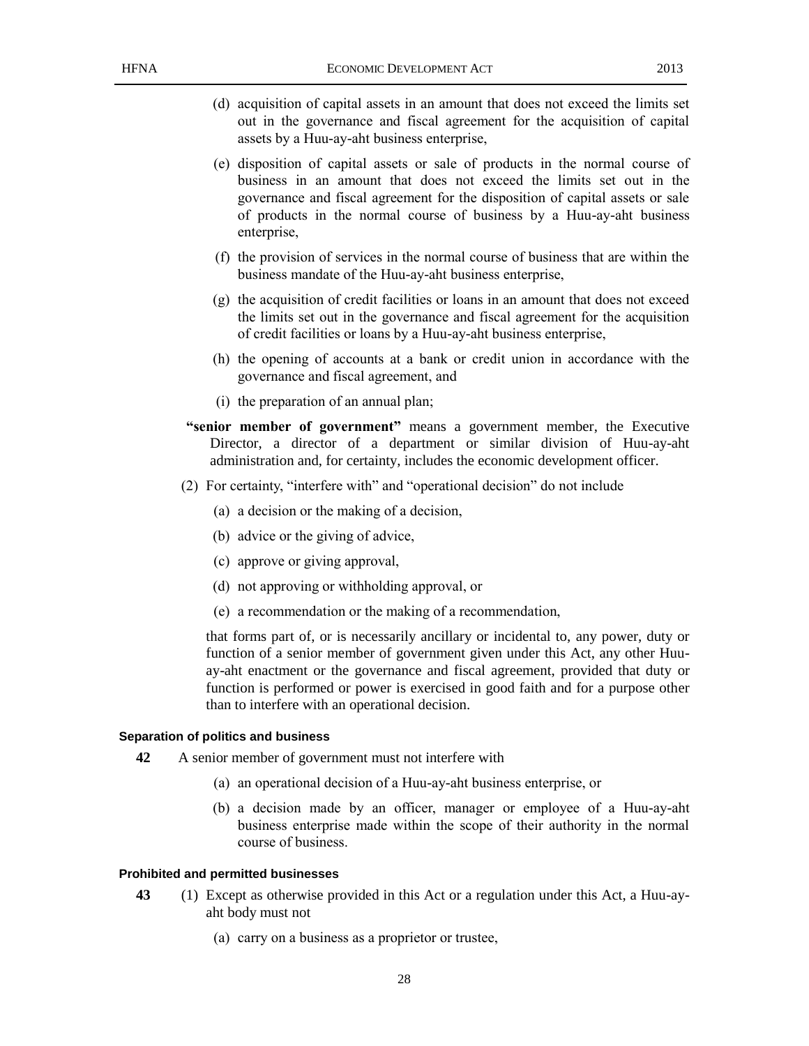(d) acquisition of capital assets in an amount that does not exceed the limits set out in the governance and fiscal agreement for the acquisition of capital assets by a Huu-ay-aht business enterprise,

(e) disposition of capital assets or sale of products in the normal course of business in an amount that does not exceed the limits set out in the governance and fiscal agreement for the disposition of capital assets or sale of products in the normal course of business by a Huu-ay-aht business enterprise,

(f) the provision of services in the normal course of business that are within the business mandate of the Huu-ay-aht business enterprise,

(g) the acquisition of credit facilities or loans in an amount that does not exceed the limits set out in the governance and fiscal agreement for the acquisition of credit facilities or loans by a Huu-ay-aht business enterprise,

(h) the opening of accounts at a bank or credit union in accordance with the governance and fiscal agreement, and

(i) the preparation of an annual plan;

**"senior member of government"** means a government member, the Executive Director, a director of a department or similar division of Huu-ay-aht administration and, for certainty, includes the economic development officer.

(2) For certainty, "interfere with" and "operational decision" do not include

(a) a decision or the making of a decision,

(b) advice or the giving of advice,

(c) approve or giving approval,

(d) not approving or withholding approval, or

(e) a recommendation or the making of a recommendation,

that forms part of, or is necessarily ancillary or incidental to, any power, duty or function of a senior member of government given under this Act, any other Huu-ay-aht enactment or the governance and fiscal agreement, provided that duty or function is performed or power is exercised in good faith and for a purpose other than to interfere with an operational decision.

#### Separation of politics and business

**42** A senior member of government must not interfere with

(a) an operational decision of a Huu-ay-aht business enterprise, or

(b) a decision made by an officer, manager or employee of a Huu-ay-aht business enterprise made within the scope of their authority in the normal course of business.

#### Prohibited and permitted businesses

**43** (1) Except as otherwise provided in this Act or a regulation under this Act, a Huu-ay-aht body must not

(a) carry on a business as a proprietor or trustee,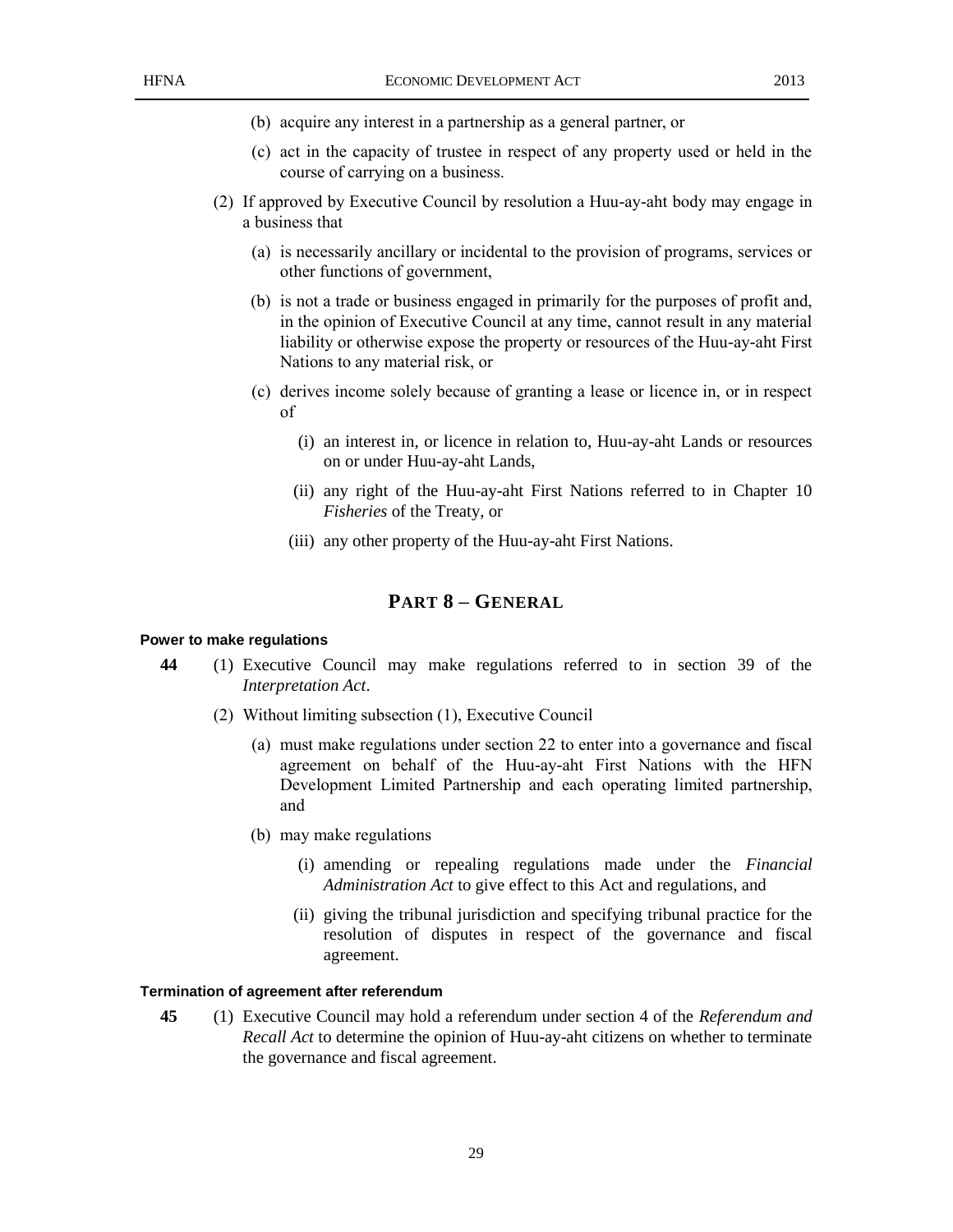(b) acquire any interest in a partnership as a general partner, or

(c) act in the capacity of trustee in respect of any property used or held in the course of carrying on a business.

(2) If approved by Executive Council by resolution a Huu-ay-aht body may engage in a business that

(a) is necessarily ancillary or incidental to the provision of programs, services or other functions of government,

(b) is not a trade or business engaged in primarily for the purposes of profit and, in the opinion of Executive Council at any time, cannot result in any material liability or otherwise expose the property or resources of the Huu-ay-aht First Nations to any material risk, or

(c) derives income solely because of granting a lease or licence in, or in respect of

(i) an interest in, or licence in relation to, Huu-ay-aht Lands or resources on or under Huu-ay-aht Lands,

(ii) any right of the Huu-ay-aht First Nations referred to in Chapter 10 *Fisheries* of the Treaty, or

(iii) any other property of the Huu-ay-aht First Nations.

## PART 8 – GENERAL

**Power to make regulations**

**44** (1) Executive Council may make regulations referred to in section 39 of the *Interpretation Act*.

(2) Without limiting subsection (1), Executive Council

(a) must make regulations under section 22 to enter into a governance and fiscal agreement on behalf of the Huu-ay-aht First Nations with the HFN Development Limited Partnership and each operating limited partnership, and

(b) may make regulations

(i) amending or repealing regulations made under the *Financial Administration Act* to give effect to this Act and regulations, and

(ii) giving the tribunal jurisdiction and specifying tribunal practice for the resolution of disputes in respect of the governance and fiscal agreement.

**Termination of agreement after referendum**

**45** (1) Executive Council may hold a referendum under section 4 of the *Referendum and Recall Act* to determine the opinion of Huu-ay-aht citizens on whether to terminate the governance and fiscal agreement.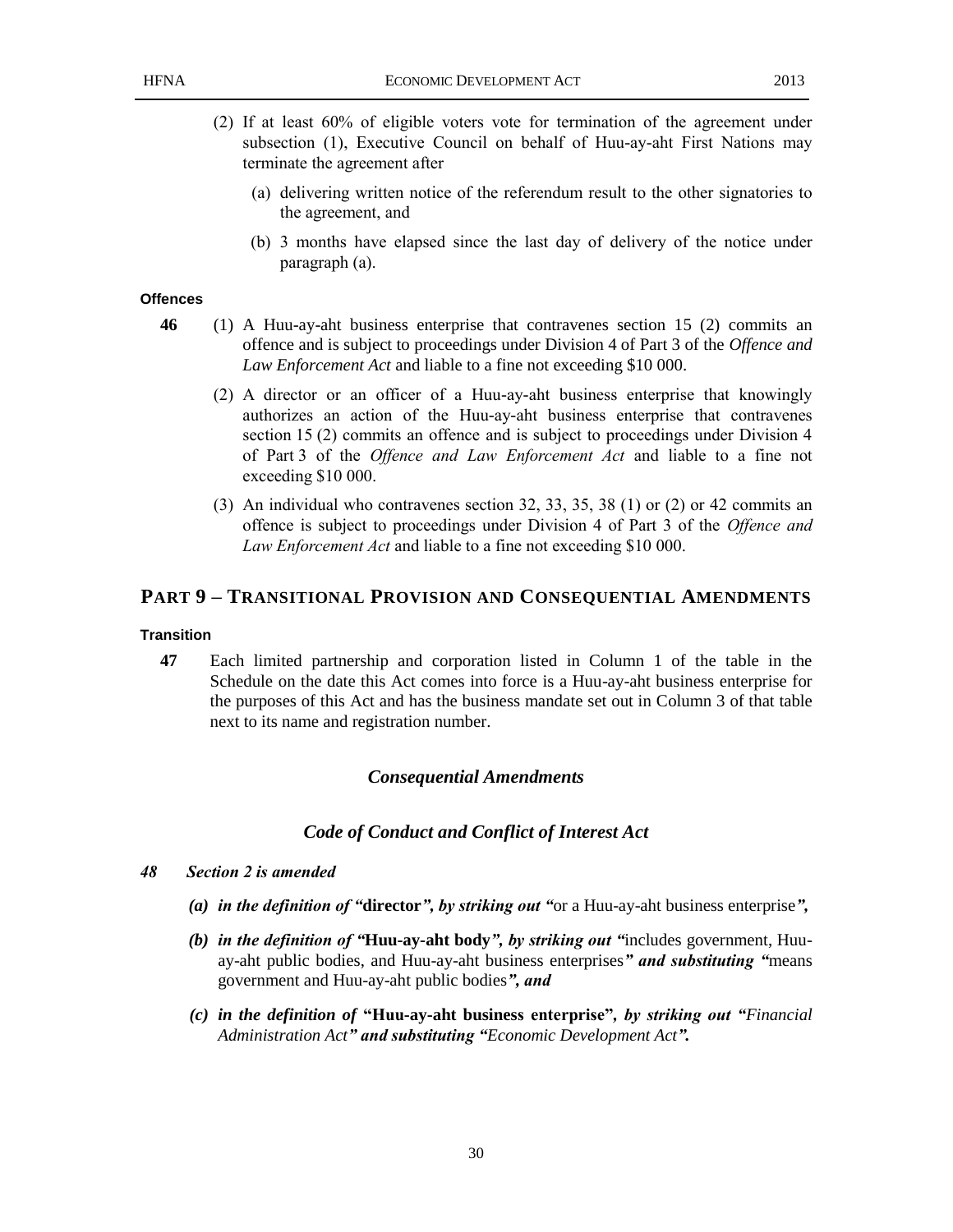(2) If at least 60% of eligible voters vote for termination of the agreement under subsection (1), Executive Council on behalf of Huu-ay-aht First Nations may terminate the agreement after

(a) delivering written notice of the referendum result to the other signatories to the agreement, and

(b) 3 months have elapsed since the last day of delivery of the notice under paragraph (a).

**Offences**

**46** (1) A Huu-ay-aht business enterprise that contravenes section 15 (2) commits an offence and is subject to proceedings under Division 4 of Part 3 of the *Offence and Law Enforcement Act* and liable to a fine not exceeding $10 000.

(2) A director or an officer of a Huu-ay-aht business enterprise that knowingly authorizes an action of the Huu-ay-aht business enterprise that contravenes section 15 (2) commits an offence and is subject to proceedings under Division 4 of Part 3 of the *Offence and Law Enforcement Act* and liable to a fine not exceeding $10 000.

(3) An individual who contravenes section 32, 33, 35, 38 (1) or (2) or 42 commits an offence is subject to proceedings under Division 4 of Part 3 of the *Offence and Law Enforcement Act* and liable to a fine not exceeding $10 000.

## PART 9 – TRANSITIONAL PROVISION AND CONSEQUENTIAL AMENDMENTS

**Transition**

**47** Each limited partnership and corporation listed in Column 1 of the table in the Schedule on the date this Act comes into force is a Huu-ay-aht business enterprise for the purposes of this Act and has the business mandate set out in Column 3 of that table next to its name and registration number.

### *Consequential Amendments*

### *Code of Conduct and Conflict of Interest Act*

***48 Section 2 is amended***

***(a) in the definition of "*****director*****", by striking out "***or a Huu-ay-aht business enterprise***",***

***(b) in the definition of "*****Huu-ay-aht body*****", by striking out "***includes government, Huu-ay-aht public bodies, and Huu-ay-aht business enterprises***" and substituting "***means government and Huu-ay-aht public bodies***", and***

***(c) in the definition of* "Huu-ay-aht business enterprise"*, by striking out "Financial Administration Act" and substituting "Economic Development Act".***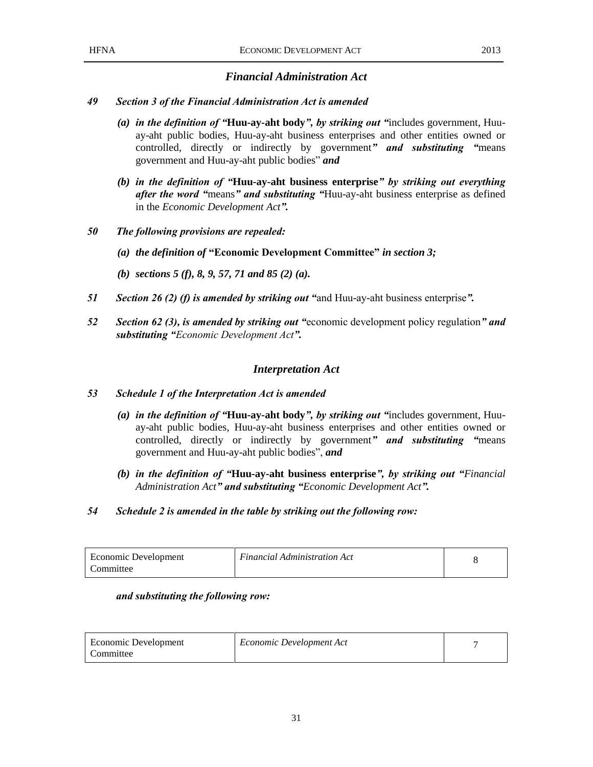### *Financial Administration Act*

***49 Section 3 of the Financial Administration Act is amended***

*(a) **in the definition of "**Huu-ay-aht body**", by striking out "***includes government, Huu-ay-aht public bodies, Huu-ay-aht business enterprises and other entities owned or controlled, directly or indirectly by government***" and substituting "***means government and Huu-ay-aht public bodies" ***and***

*(b) **in the definition of "**Huu-ay-aht business enterprise**" by striking out everything after the word "***means***" and substituting "***Huu-ay-aht business enterprise as defined in the *Economic Development Act**".***

***50 The following provisions are repealed:***

***(a) the definition of* "Economic Development Committee" *in section 3;***

***(b) sections 5 (f), 8, 9, 57, 71 and 85 (2) (a).***

***51 Section 26 (2) (f) is amended by striking out "***and Huu-ay-aht business enterprise***".***

***52 Section 62 (3), is amended by striking out "***economic development policy regulation***" and substituting "Economic Development Act".***

### *Interpretation Act*

***53 Schedule 1 of the Interpretation Act is amended***

*(a) **in the definition of "**Huu-ay-aht body**", by striking out "***includes government, Huu-ay-aht public bodies, Huu-ay-aht business enterprises and other entities owned or controlled, directly or indirectly by government***" and substituting "***means government and Huu-ay-aht public bodies", ***and***

***(b) in the definition of "**Huu-ay-aht business enterprise**", by striking out "Financial Administration Act" and substituting "Economic Development Act".***

***54 Schedule 2 is amended in the table by striking out the following row:***

| | | |
|---|---|---|
| Economic Development Committee | *Financial Administration Act* | 8 |

***and substituting the following row:***

| | | |
|---|---|---|
| Economic Development Committee | *Economic Development Act* | 7 |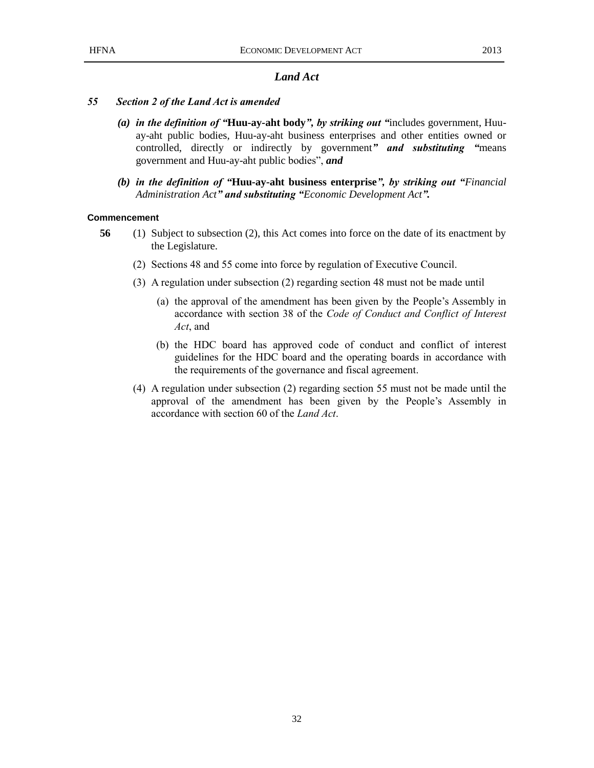### *Land Act*

***55 Section 2 of the Land Act is amended***

***(a) in the definition of "*****Huu-ay-aht body*****", by striking out "***includes government, Huu-ay-aht public bodies, Huu-ay-aht business enterprises and other entities owned or controlled, directly or indirectly by government***" and substituting "***means government and Huu-ay-aht public bodies", ***and***

***(b) in the definition of "*****Huu-ay-aht business enterprise*****", by striking out "Financial Administration Act" and substituting "Economic Development Act".***

**Commencement**

**56** (1) Subject to subsection (2), this Act comes into force on the date of its enactment by the Legislature.

(2) Sections 48 and 55 come into force by regulation of Executive Council.

(3) A regulation under subsection (2) regarding section 48 must not be made until

(a) the approval of the amendment has been given by the People's Assembly in accordance with section 38 of the *Code of Conduct and Conflict of Interest Act*, and

(b) the HDC board has approved code of conduct and conflict of interest guidelines for the HDC board and the operating boards in accordance with the requirements of the governance and fiscal agreement.

(4) A regulation under subsection (2) regarding section 55 must not be made until the approval of the amendment has been given by the People's Assembly in accordance with section 60 of the *Land Act*.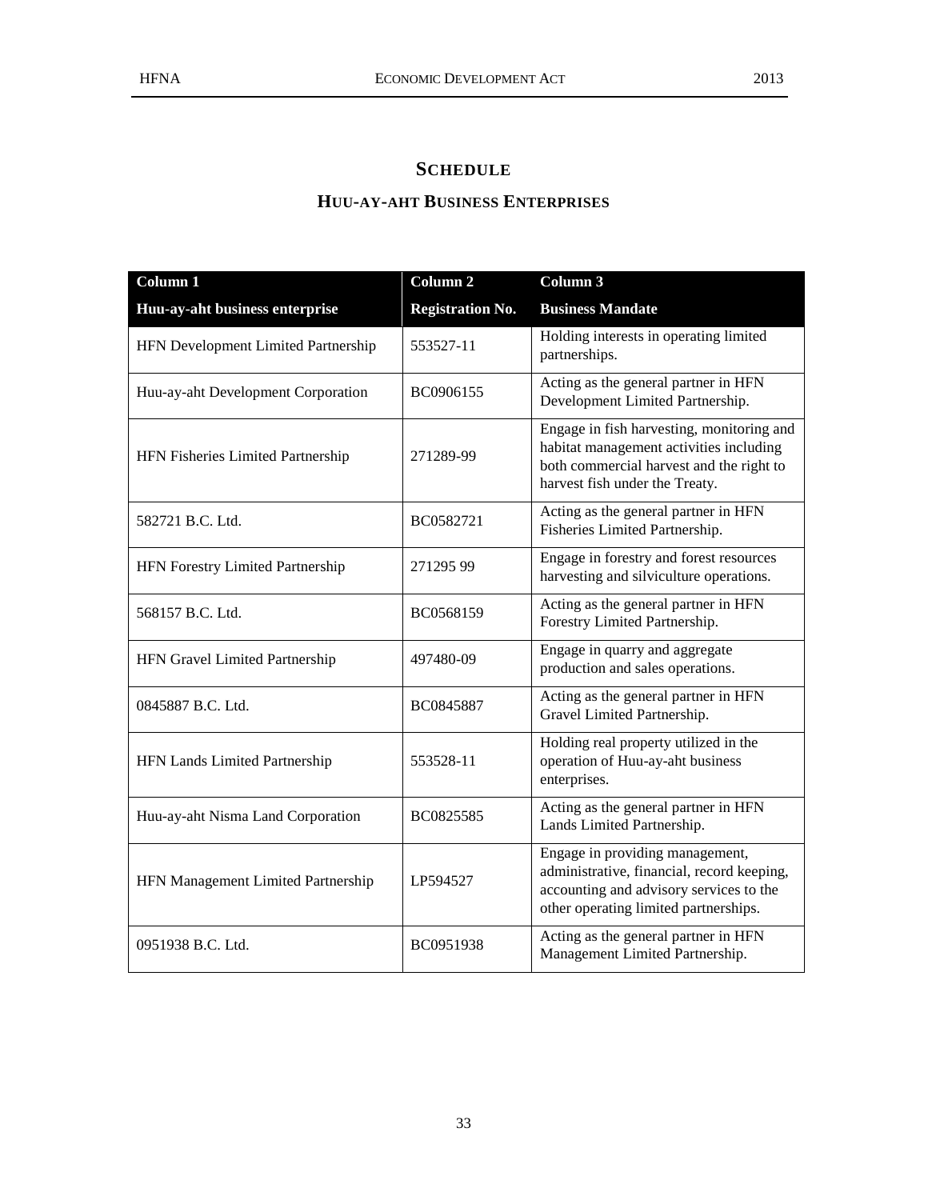# SCHEDULE

## HUU-AY-AHT BUSINESS ENTERPRISES

| Column 1<br>Huu-ay-aht business enterprise | Column 2<br>Registration No. | Column 3<br>Business Mandate |
|---|---|---|
| HFN Development Limited Partnership | 553527-11 | Holding interests in operating limited partnerships. |
| Huu-ay-aht Development Corporation | BC0906155 | Acting as the general partner in HFN Development Limited Partnership. |
| HFN Fisheries Limited Partnership | 271289-99 | Engage in fish harvesting, monitoring and habitat management activities including both commercial harvest and the right to harvest fish under the Treaty. |
| 582721 B.C. Ltd. | BC0582721 | Acting as the general partner in HFN Fisheries Limited Partnership. |
| HFN Forestry Limited Partnership | 271295 99 | Engage in forestry and forest resources harvesting and silviculture operations. |
| 568157 B.C. Ltd. | BC0568159 | Acting as the general partner in HFN Forestry Limited Partnership. |
| HFN Gravel Limited Partnership | 497480-09 | Engage in quarry and aggregate production and sales operations. |
| 0845887 B.C. Ltd. | BC0845887 | Acting as the general partner in HFN Gravel Limited Partnership. |
| HFN Lands Limited Partnership | 553528-11 | Holding real property utilized in the operation of Huu-ay-aht business enterprises. |
| Huu-ay-aht Nisma Land Corporation | BC0825585 | Acting as the general partner in HFN Lands Limited Partnership. |
| HFN Management Limited Partnership | LP594527 | Engage in providing management, administrative, financial, record keeping, accounting and advisory services to the other operating limited partnerships. |
| 0951938 B.C. Ltd. | BC0951938 | Acting as the general partner in HFN Management Limited Partnership. |